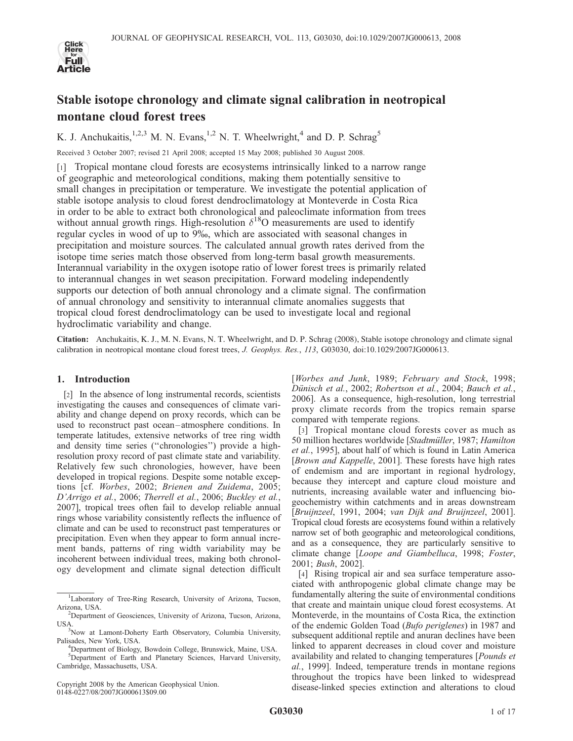# Stable isotope chronology and climate signal calibration in neotropical montane cloud forest trees

K. J. Anchukaitis,[1,2,3] M. N. Evans,[1,2] N. T. Wheelwright,[4] and D. P. Schrag[5]

Received 3 October 2007; revised 21 April 2008; accepted 15 May 2008; published 30 August 2008.

[1] Tropical montane cloud forests are ecosystems intrinsically linked to a narrow range of geographic and meteorological conditions, making them potentially sensitive to small changes in precipitation or temperature. We investigate the potential application of stable isotope analysis to cloud forest dendroclimatology at Monteverde in Costa Rica in order to be able to extract both chronological and paleoclimate information from trees without annual growth rings. High-resolution $\delta^{18}O$ measurements are used to identify regular cycles in wood of up to 9‰, which are associated with seasonal changes in precipitation and moisture sources. The calculated annual growth rates derived from the isotope time series match those observed from long-term basal growth measurements. Interannual variability in the oxygen isotope ratio of lower forest trees is primarily related to interannual changes in wet season precipitation. Forward modeling independently supports our detection of both annual chronology and a climate signal. The confirmation of annual chronology and sensitivity to interannual climate anomalies suggests that tropical cloud forest dendroclimatology can be used to investigate local and regional hydroclimatic variability and change.

**Citation:** Anchukaitis, K. J., M. N. Evans, N. T. Wheelwright, and D. P. Schrag (2008), Stable isotope chronology and climate signal calibration in neotropical montane cloud forest trees, *J. Geophys. Res.*, *113*, G03030, doi:10.1029/2007JG000613.

## 1. Introduction

[2] In the absence of long instrumental records, scientists investigating the causes and consequences of climate variability and change depend on proxy records, which can be used to reconstruct past ocean–atmosphere conditions. In temperate latitudes, extensive networks of tree ring width and density time series ("chronologies") provide a high-resolution proxy record of past climate state and variability. Relatively few such chronologies, however, have been developed in tropical regions. Despite some notable exceptions [cf. *Worbes*, 2002; *Brienen and Zuidema*, 2005; *D'Arrigo et al.*, 2006; *Therrell et al.*, 2006; *Buckley et al.*, 2007], tropical trees often fail to develop reliable annual rings whose variability consistently reflects the influence of climate and can be used to reconstruct past temperatures or precipitation. Even when they appear to form annual increment bands, patterns of ring width variability may be incoherent between individual trees, making both chronology development and climate signal detection difficult [*Worbes and Junk*, 1989; *February and Stock*, 1998; *Dünisch et al.*, 2002; *Robertson et al.*, 2004; *Bauch et al.*, 2006]. As a consequence, high-resolution, long terrestrial proxy climate records from the tropics remain sparse compared with temperate regions.

[3] Tropical montane cloud forests cover as much as 50 million hectares worldwide [*Stadtmüller*, 1987; *Hamilton et al.*, 1995], about half of which is found in Latin America [*Brown and Kappelle*, 2001]. These forests have high rates of endemism and are important in regional hydrology, because they intercept and capture cloud moisture and nutrients, increasing available water and influencing biogeochemistry within catchments and in areas downstream [*Bruijnzeel*, 1991, 2004; *van Dijk and Bruijnzeel*, 2001]. Tropical cloud forests are ecosystems found within a relatively narrow set of both geographic and meteorological conditions, and as a consequence, they are particularly sensitive to climate change [*Loope and Giambelluca*, 1998; *Foster*, 2001; *Bush*, 2002].

[4] Rising tropical air and sea surface temperature associated with anthropogenic global climate change may be fundamentally altering the suite of environmental conditions that create and maintain unique cloud forest ecosystems. At Monteverde, in the mountains of Costa Rica, the extinction of the endemic Golden Toad (*Bufo periglenes*) in 1987 and subsequent additional reptile and anuran declines have been linked to apparent decreases in cloud cover and moisture availability and related to changing temperatures [*Pounds et al.*, 1999]. Indeed, temperature trends in montane regions throughout the tropics have been linked to widespread disease-linked species extinction and alterations to cloud

---

[1] Laboratory of Tree-Ring Research, University of Arizona, Tucson, Arizona, USA.

[2] Department of Geosciences, University of Arizona, Tucson, Arizona, USA.

[3] Now at Lamont-Doherty Earth Observatory, Columbia University, Palisades, New York, USA.

[4] Department of Biology, Bowdoin College, Brunswick, Maine, USA.

[5] Department of Earth and Planetary Sciences, Harvard University, Cambridge, Massachusetts, USA.

Copyright 2008 by the American Geophysical Union.
0148-0227/08/2007JG000613$09.00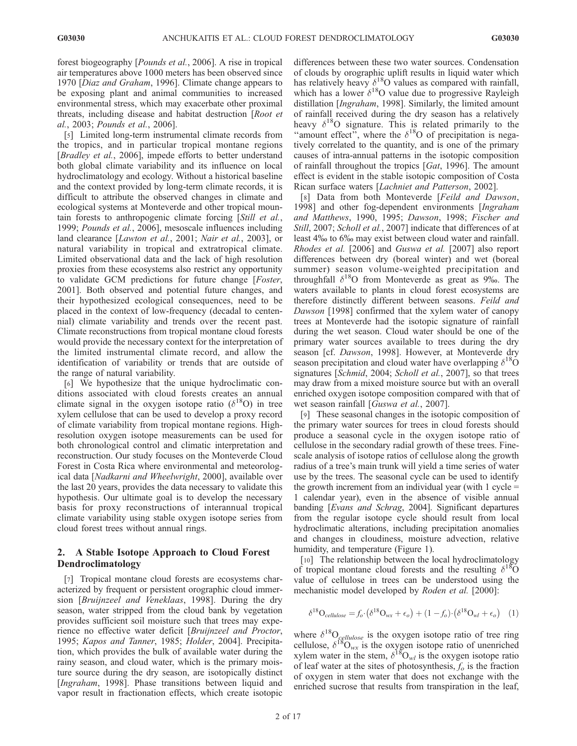forest biogeography [*Pounds et al.*, 2006]. A rise in tropical air temperatures above 1000 meters has been observed since 1970 [*Diaz and Graham*, 1996]. Climate change appears to be exposing plant and animal communities to increased environmental stress, which may exacerbate other proximal threats, including disease and habitat destruction [*Root et al.*, 2003; *Pounds et al.*, 2006].

[5] Limited long-term instrumental climate records from the tropics, and in particular tropical montane regions [*Bradley et al.*, 2006], impede efforts to better understand both global climate variability and its influence on local hydroclimatology and ecology. Without a historical baseline and the context provided by long-term climate records, it is difficult to attribute the observed changes in climate and ecological systems at Monteverde and other tropical mountain forests to anthropogenic climate forcing [*Still et al.*, 1999; *Pounds et al.*, 2006], mesoscale influences including land clearance [*Lawton et al.*, 2001; *Nair et al.*, 2003], or natural variability in tropical and extratropical climate. Limited observational data and the lack of high resolution proxies from these ecosystems also restrict any opportunity to validate GCM predictions for future change [*Foster*, 2001]. Both observed and potential future changes, and their hypothesized ecological consequences, need to be placed in the context of low-frequency (decadal to centennial) climate variability and trends over the recent past. Climate reconstructions from tropical montane cloud forests would provide the necessary context for the interpretation of the limited instrumental climate record, and allow the identification of variability or trends that are outside of the range of natural variability.

[6] We hypothesize that the unique hydroclimatic conditions associated with cloud forests creates an annual climate signal in the oxygen isotope ratio ($\delta^{18}$O) in tree xylem cellulose that can be used to develop a proxy record of climate variability from tropical montane regions. High-resolution oxygen isotope measurements can be used for both chronological control and climatic interpretation and reconstruction. Our study focuses on the Monteverde Cloud Forest in Costa Rica where environmental and meteorological data [*Nadkarni and Wheelwright*, 2000], available over the last 20 years, provides the data necessary to validate this hypothesis. Our ultimate goal is to develop the necessary basis for proxy reconstructions of interannual tropical climate variability using stable oxygen isotope series from cloud forest trees without annual rings.

## 2. A Stable Isotope Approach to Cloud Forest Dendroclimatology

[7] Tropical montane cloud forests are ecosystems characterized by frequent or persistent orographic cloud immersion [*Bruijnzeel and Veneklaas*, 1998]. During the dry season, water stripped from the cloud bank by vegetation provides sufficient soil moisture such that trees may experience no effective water deficit [*Bruijnzeel and Proctor*, 1995; *Kapos and Tanner*, 1985; *Holder*, 2004]. Precipitation, which provides the bulk of available water during the rainy season, and cloud water, which is the primary moisture source during the dry season, are isotopically distinct [*Ingraham*, 1998]. Phase transitions between liquid and vapor result in fractionation effects, which create isotopic differences between these two water sources. Condensation of clouds by orographic uplift results in liquid water which has relatively heavy $\delta^{18}$O values as compared with rainfall, which has a lower $\delta^{18}$O value due to progressive Rayleigh distillation [*Ingraham*, 1998]. Similarly, the limited amount of rainfall received during the dry season has a relatively heavy $\delta^{18}$O signature. This is related primarily to the "amount effect", where the $\delta^{18}$O of precipitation is negatively correlated to the quantity, and is one of the primary causes of intra-annual patterns in the isotopic composition of rainfall throughout the tropics [*Gat*, 1996]. The amount effect is evident in the stable isotopic composition of Costa Rican surface waters [*Lachniet and Patterson*, 2002].

[8] Data from both Monteverde [*Feild and Dawson*, 1998] and other fog-dependent environments [*Ingraham and Matthews*, 1990, 1995; *Dawson*, 1998; *Fischer and Still*, 2007; *Scholl et al.*, 2007] indicate that differences of at least 4‰ to 6‰ may exist between cloud water and rainfall. *Rhodes et al.* [2006] and *Guswa et al.* [2007] also report differences between dry (boreal winter) and wet (boreal summer) season volume-weighted precipitation and throughfall $\delta^{18}$O from Monteverde as great as 9‰. The waters available to plants in cloud forest ecosystems are therefore distinctly different between seasons. *Feild and Dawson* [1998] confirmed that the xylem water of canopy trees at Monteverde had the isotopic signature of rainfall during the wet season. Cloud water should be one of the primary water sources available to trees during the dry season [cf. *Dawson*, 1998]. However, at Monteverde dry season precipitation and cloud water have overlapping $\delta^{18}$O signatures [*Schmid*, 2004; *Scholl et al.*, 2007], so that trees may draw from a mixed moisture source but with an overall enriched oxygen isotope composition compared with that of wet season rainfall [*Guswa et al.*, 2007].

[9] These seasonal changes in the isotopic composition of the primary water sources for trees in cloud forests should produce a seasonal cycle in the oxygen isotope ratio of cellulose in the secondary radial growth of these trees. Fine-scale analysis of isotope ratios of cellulose along the growth radius of a tree's main trunk will yield a time series of water use by the trees. The seasonal cycle can be used to identify the growth increment from an individual year (with 1 cycle = 1 calendar year), even in the absence of visible annual banding [*Evans and Schrag*, 2004]. Significant departures from the regular isotope cycle should result from local hydroclimatic alterations, including precipitation anomalies and changes in cloudiness, moisture advection, relative humidity, and temperature (Figure 1).

[10] The relationship between the local hydroclimatology of tropical montane cloud forests and the resulting $\delta^{18}$O value of cellulose in trees can be understood using the mechanistic model developed by *Roden et al.* [2000]:

$$\delta^{18}\mathrm{O}_{cellulose} = f_o \cdot \left(\delta^{18}\mathrm{O}_{wx} + \epsilon_o\right) + (1 - f_o) \cdot \left(\delta^{18}\mathrm{O}_{wl} + \epsilon_o\right) \quad (1)$$

where $\delta^{18}O_{cellulose}$ is the oxygen isotope ratio of tree ring cellulose, $\delta^{18}O_{wx}$ is the oxygen isotope ratio of unenriched xylem water in the stem, $\delta^{18}O_{wl}$ is the oxygen isotope ratio of leaf water at the sites of photosynthesis, $f_o$ is the fraction of oxygen in stem water that does not exchange with the enriched sucrose that results from transpiration in the leaf,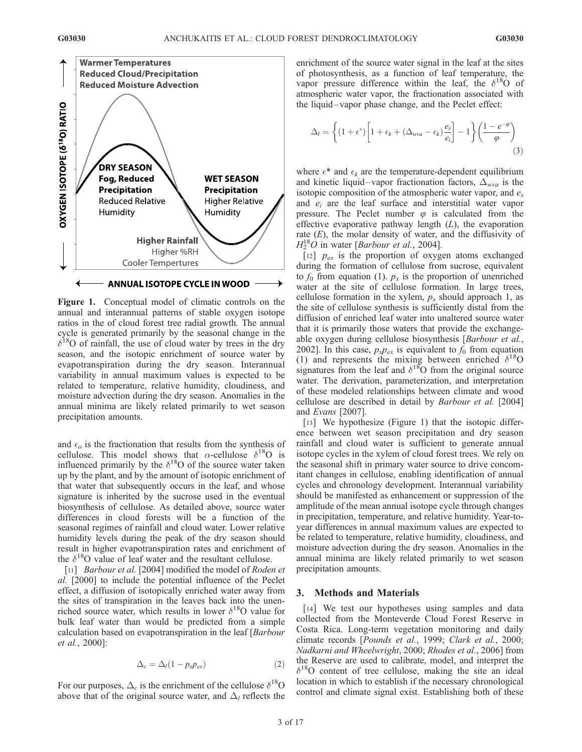**Figure 1.** Conceptual model of climatic controls on the annual and interannual patterns of stable oxygen isotope ratios in the of cloud forest tree radial growth. The annual cycle is generated primarily by the seasonal change in the $\delta^{18}$O of rainfall, the use of cloud water by trees in the dry season, and the isotopic enrichment of source water by evapotranspiration during the dry season. Interannual variability in annual maximum values is expected to be related to temperature, relative humidity, cloudiness, and moisture advection during the dry season. Anomalies in the annual minima are likely related primarily to wet season precipitation amounts.

and $\epsilon_o$ is the fractionation that results from the synthesis of cellulose. This model shows that $\alpha$-cellulose $\delta^{18}$O is influenced primarily by the $\delta^{18}$O of the source water taken up by the plant, and by the amount of isotopic enrichment of that water that subsequently occurs in the leaf, and whose signature is inherited by the sucrose used in the eventual biosynthesis of cellulose. As detailed above, source water differences in cloud forests will be a function of the seasonal regimes of rainfall and cloud water. Lower relative humidity levels during the peak of the dry season should result in higher evapotranspiration rates and enrichment of the $\delta^{18}$O value of leaf water and the resultant cellulose.

[11] *Barbour et al.* [2004] modified the model of *Roden et al.* [2000] to include the potential influence of the Peclet effect, a diffusion of isotopically enriched water away from the sites of transpiration in the leaves back into the unenriched source water, which results in lower $\delta^{18}$O value for bulk leaf water than would be predicted from a simple calculation based on evapotranspiration in the leaf [*Barbour et al.*, 2000]:

$$\Delta_c = \Delta_l(1 - p_x p_{ex}) \tag{2}$$

For our purposes, $\Delta_c$ is the enrichment of the cellulose $\delta^{18}$O above that of the original source water, and $\Delta_l$ reflects the enrichment of the source water signal in the leaf at the sites of photosynthesis, as a function of leaf temperature, the vapor pressure difference within the leaf, the $\delta^{18}$O of atmospheric water vapor, the fractionation associated with the liquid–vapor phase change, and the Peclet effect:

$$\Delta_l = \left\{(1 + \epsilon^*)\left[1 + \epsilon_k + (\Delta_{wva} - \epsilon_k)\frac{e_s}{e_i}\right] - 1\right\}\left(\frac{1 - e^{-\varphi}}{\varphi}\right) \tag{3}$$

where $\epsilon^*$ and $\epsilon_k$ are the temperature-dependent equilibrium and kinetic liquid–vapor fractionation factors, $\Delta_{wva}$ is the isotopic composition of the atmospheric water vapor, and $e_s$ and $e_i$ are the leaf surface and interstitial water vapor pressure. The Peclet number $\varphi$ is calculated from the effective evaporative pathway length ($L$), the evaporation rate ($E$), the molar density of water, and the diffusivity of $H_2^{18}O$ in water [*Barbour et al.*, 2004].

[12] $p_{ex}$ is the proportion of oxygen atoms exchanged during the formation of cellulose from sucrose, equivalent to $f_0$ from equation (1). $p_x$ is the proportion of unenriched water at the site of cellulose formation. In large trees, cellulose formation in the xylem, $p_x$ should approach 1, as the site of cellulose synthesis is sufficiently distal from the diffusion of enriched leaf water into unaltered source water that it is primarily those waters that provide the exchangeable oxygen during cellulose biosynthesis [*Barbour et al.*, 2002]. In this case, $p_x p_{ex}$ is equivalent to $f_0$ from equation (1) and represents the mixing between enriched $\delta^{18}$O signatures from the leaf and $\delta^{18}$O from the original source water. The derivation, parameterization, and interpretation of these modeled relationships between climate and wood cellulose are described in detail by *Barbour et al.* [2004] and *Evans* [2007].

[13] We hypothesize (Figure 1) that the isotopic difference between wet season precipitation and dry season rainfall and cloud water is sufficient to generate annual isotope cycles in the xylem of cloud forest trees. We rely on the seasonal shift in primary water source to drive concomitant changes in cellulose, enabling identification of annual cycles and chronology development. Interannual variability should be manifested as enhancement or suppression of the amplitude of the mean annual isotope cycle through changes in precipitation, temperature, and relative humidity. Year-to-year differences in annual maximum values are expected to be related to temperature, relative humidity, cloudiness, and moisture advection during the dry season. Anomalies in the annual minima are likely related primarily to wet season precipitation amounts.

## 3. Methods and Materials

[14] We test our hypotheses using samples and data collected from the Monteverde Cloud Forest Reserve in Costa Rica. Long-term vegetation monitoring and daily climate records [*Pounds et al.*, 1999; *Clark et al.*, 2000; *Nadkarni and Wheelwright*, 2000; *Rhodes et al.*, 2006] from the Reserve are used to calibrate, model, and interpret the $\delta^{18}$O content of tree cellulose, making the site an ideal location in which to establish if the necessary chronological control and climate signal exist. Establishing both of these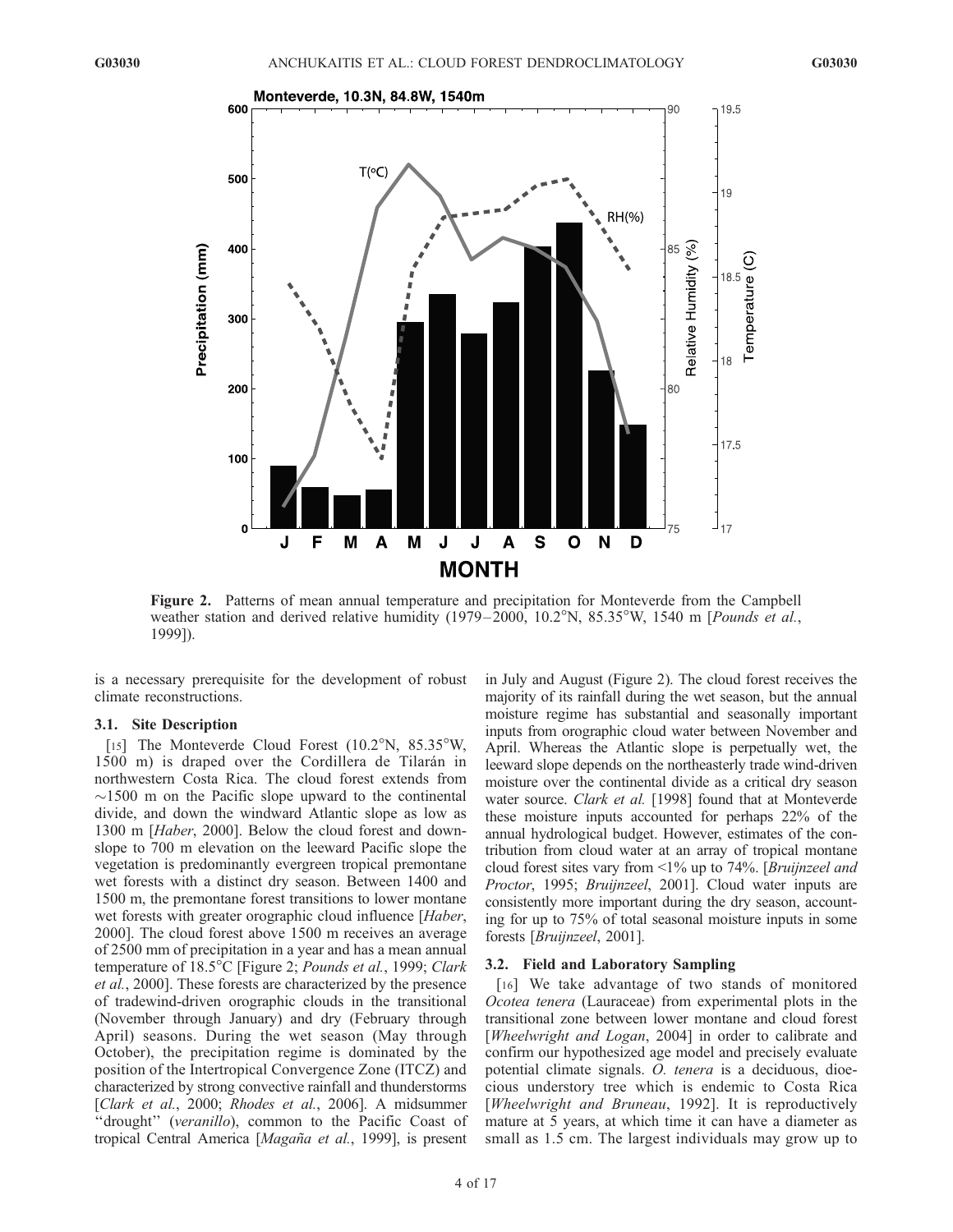**Figure 2.** Patterns of mean annual temperature and precipitation for Monteverde from the Campbell weather station and derived relative humidity (1979–2000, 10.2°N, 85.35°W, 1540 m [*Pounds et al.*, 1999]).

is a necessary prerequisite for the development of robust climate reconstructions.

### 3.1. Site Description

[15] The Monteverde Cloud Forest (10.2°N, 85.35°W, 1500 m) is draped over the Cordillera de Tilarán in northwestern Costa Rica. The cloud forest extends from ~1500 m on the Pacific slope upward to the continental divide, and down the windward Atlantic slope as low as 1300 m [*Haber*, 2000]. Below the cloud forest and downslope to 700 m elevation on the leeward Pacific slope the vegetation is predominantly evergreen tropical premontane wet forests with a distinct dry season. Between 1400 and 1500 m, the premontane forest transitions to lower montane wet forests with greater orographic cloud influence [*Haber*, 2000]. The cloud forest above 1500 m receives an average of 2500 mm of precipitation in a year and has a mean annual temperature of 18.5°C [Figure 2; *Pounds et al.*, 1999; *Clark et al.*, 2000]. These forests are characterized by the presence of tradewind-driven orographic clouds in the transitional (November through January) and dry (February through April) seasons. During the wet season (May through October), the precipitation regime is dominated by the position of the Intertropical Convergence Zone (ITCZ) and characterized by strong convective rainfall and thunderstorms [*Clark et al.*, 2000; *Rhodes et al.*, 2006]. A midsummer ''drought'' (*veranillo*), common to the Pacific Coast of tropical Central America [*Magaña et al.*, 1999], is present in July and August (Figure 2). The cloud forest receives the majority of its rainfall during the wet season, but the annual moisture regime has substantial and seasonally important inputs from orographic cloud water between November and April. Whereas the Atlantic slope is perpetually wet, the leeward slope depends on the northeasterly trade wind-driven moisture over the continental divide as a critical dry season water source. *Clark et al.* [1998] found that at Monteverde these moisture inputs accounted for perhaps 22% of the annual hydrological budget. However, estimates of the contribution from cloud water at an array of tropical montane cloud forest sites vary from <1% up to 74%. [*Bruijnzeel and Proctor*, 1995; *Bruijnzeel*, 2001]. Cloud water inputs are consistently more important during the dry season, accounting for up to 75% of total seasonal moisture inputs in some forests [*Bruijnzeel*, 2001].

### 3.2. Field and Laboratory Sampling

[16] We take advantage of two stands of monitored *Ocotea tenera* (Lauraceae) from experimental plots in the transitional zone between lower montane and cloud forest [*Wheelwright and Logan*, 2004] in order to calibrate and confirm our hypothesized age model and precisely evaluate potential climate signals. *O. tenera* is a deciduous, dioecious understory tree which is endemic to Costa Rica [*Wheelwright and Bruneau*, 1992]. It is reproductively mature at 5 years, at which time it can have a diameter as small as 1.5 cm. The largest individuals may grow up to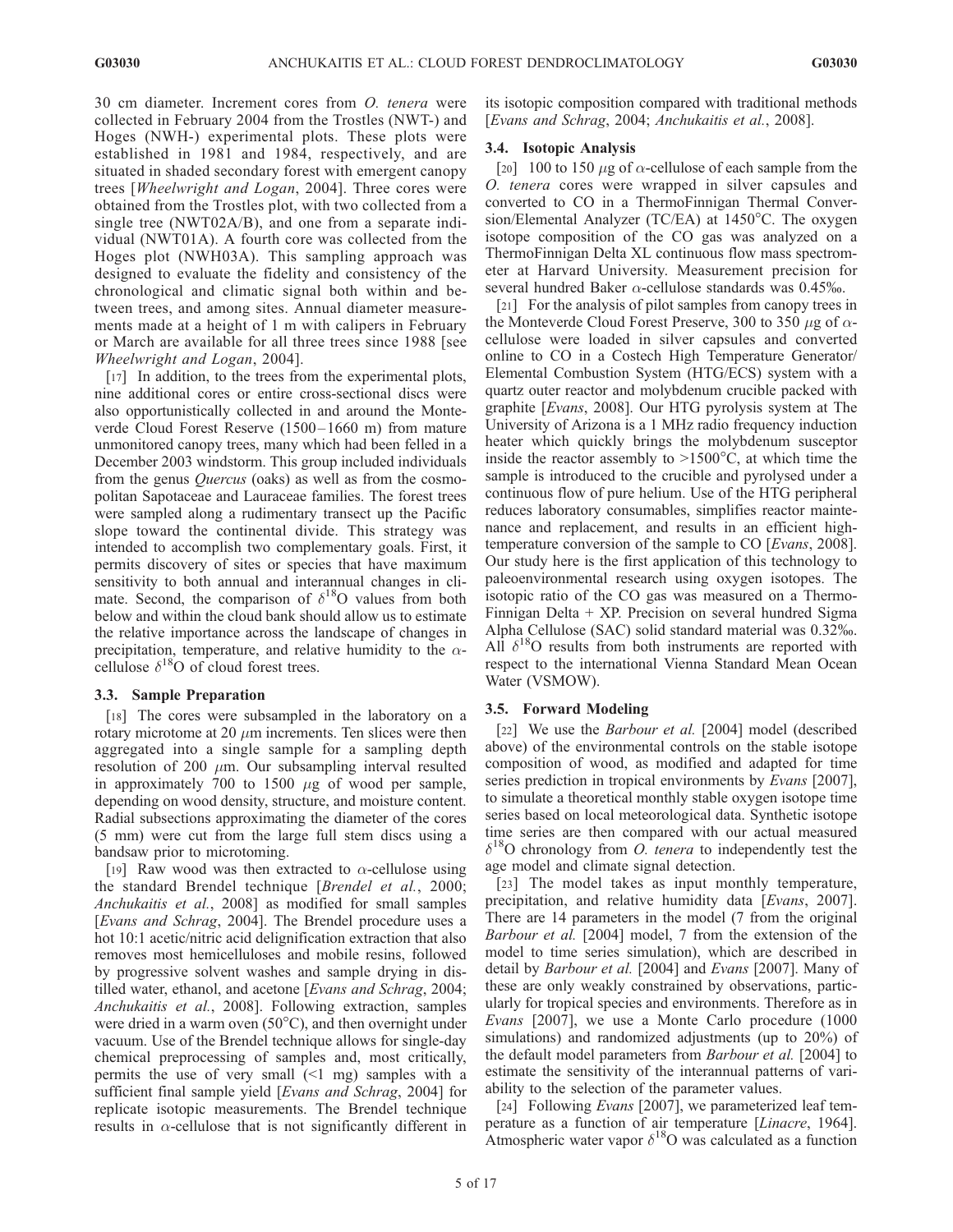30 cm diameter. Increment cores from *O. tenera* were collected in February 2004 from the Trostles (NWT-) and Hoges (NWH-) experimental plots. These plots were established in 1981 and 1984, respectively, and are situated in shaded secondary forest with emergent canopy trees [*Wheelwright and Logan*, 2004]. Three cores were obtained from the Trostles plot, with two collected from a single tree (NWT02A/B), and one from a separate individual (NWT01A). A fourth core was collected from the Hoges plot (NWH03A). This sampling approach was designed to evaluate the fidelity and consistency of the chronological and climatic signal both within and between trees, and among sites. Annual diameter measurements made at a height of 1 m with calipers in February or March are available for all three trees since 1988 [see *Wheelwright and Logan*, 2004].

[17] In addition, to the trees from the experimental plots, nine additional cores or entire cross-sectional discs were also opportunistically collected in and around the Monteverde Cloud Forest Reserve (1500–1660 m) from mature unmonitored canopy trees, many which had been felled in a December 2003 windstorm. This group included individuals from the genus *Quercus* (oaks) as well as from the cosmopolitan Sapotaceae and Lauraceae families. The forest trees were sampled along a rudimentary transect up the Pacific slope toward the continental divide. This strategy was intended to accomplish two complementary goals. First, it permits discovery of sites or species that have maximum sensitivity to both annual and interannual changes in climate. Second, the comparison of $\delta^{18}$O values from both below and within the cloud bank should allow us to estimate the relative importance across the landscape of changes in precipitation, temperature, and relative humidity to the $\alpha$-cellulose $\delta^{18}$O of cloud forest trees.

### 3.3. Sample Preparation

[18] The cores were subsampled in the laboratory on a rotary microtome at 20 $\mu$m increments. Ten slices were then aggregated into a single sample for a sampling depth resolution of 200 $\mu$m. Our subsampling interval resulted in approximately 700 to 1500 $\mu$g of wood per sample, depending on wood density, structure, and moisture content. Radial subsections approximating the diameter of the cores (5 mm) were cut from the large full stem discs using a bandsaw prior to microtoming.

[19] Raw wood was then extracted to $\alpha$-cellulose using the standard Brendel technique [*Brendel et al.*, 2000; *Anchukaitis et al.*, 2008] as modified for small samples [*Evans and Schrag*, 2004]. The Brendel procedure uses a hot 10:1 acetic/nitric acid delignification extraction that also removes most hemicelluloses and mobile resins, followed by progressive solvent washes and sample drying in distilled water, ethanol, and acetone [*Evans and Schrag*, 2004; *Anchukaitis et al.*, 2008]. Following extraction, samples were dried in a warm oven (50°C), and then overnight under vacuum. Use of the Brendel technique allows for single-day chemical preprocessing of samples and, most critically, permits the use of very small (<1 mg) samples with a sufficient final sample yield [*Evans and Schrag*, 2004] for replicate isotopic measurements. The Brendel technique results in $\alpha$-cellulose that is not significantly different in its isotopic composition compared with traditional methods [*Evans and Schrag*, 2004; *Anchukaitis et al.*, 2008].

### 3.4. Isotopic Analysis

[20] 100 to 150 $\mu$g of $\alpha$-cellulose of each sample from the *O. tenera* cores were wrapped in silver capsules and converted to CO in a ThermoFinnigan Thermal Conversion/Elemental Analyzer (TC/EA) at 1450°C. The oxygen isotope composition of the CO gas was analyzed on a ThermoFinnigan Delta XL continuous flow mass spectrometer at Harvard University. Measurement precision for several hundred Baker $\alpha$-cellulose standards was 0.45‰.

[21] For the analysis of pilot samples from canopy trees in the Monteverde Cloud Forest Preserve, 300 to 350 $\mu$g of $\alpha$-cellulose were loaded in silver capsules and converted online to CO in a Costech High Temperature Generator/Elemental Combustion System (HTG/ECS) system with a quartz outer reactor and molybdenum crucible packed with graphite [*Evans*, 2008]. Our HTG pyrolysis system at The University of Arizona is a 1 MHz radio frequency induction heater which quickly brings the molybdenum susceptor inside the reactor assembly to >1500°C, at which time the sample is introduced to the crucible and pyrolysed under a continuous flow of pure helium. Use of the HTG peripheral reduces laboratory consumables, simplifies reactor maintenance and replacement, and results in an efficient high-temperature conversion of the sample to CO [*Evans*, 2008]. Our study here is the first application of this technology to paleoenvironmental research using oxygen isotopes. The isotopic ratio of the CO gas was measured on a ThermoFinnigan Delta + XP. Precision on several hundred Sigma Alpha Cellulose (SAC) solid standard material was 0.32‰. All $\delta^{18}$O results from both instruments are reported with respect to the international Vienna Standard Mean Ocean Water (VSMOW).

### 3.5. Forward Modeling

[22] We use the *Barbour et al.* [2004] model (described above) of the environmental controls on the stable isotope composition of wood, as modified and adapted for time series prediction in tropical environments by *Evans* [2007], to simulate a theoretical monthly stable oxygen isotope time series based on local meteorological data. Synthetic isotope time series are then compared with our actual measured $\delta^{18}$O chronology from *O. tenera* to independently test the age model and climate signal detection.

[23] The model takes as input monthly temperature, precipitation, and relative humidity data [*Evans*, 2007]. There are 14 parameters in the model (7 from the original *Barbour et al.* [2004] model, 7 from the extension of the model to time series simulation), which are described in detail by *Barbour et al.* [2004] and *Evans* [2007]. Many of these are only weakly constrained by observations, particularly for tropical species and environments. Therefore as in *Evans* [2007], we use a Monte Carlo procedure (1000 simulations) and randomized adjustments (up to 20%) of the default model parameters from *Barbour et al.* [2004] to estimate the sensitivity of the interannual patterns of variability to the selection of the parameter values.

[24] Following *Evans* [2007], we parameterized leaf temperature as a function of air temperature [*Linacre*, 1964]. Atmospheric water vapor $\delta^{18}$O was calculated as a function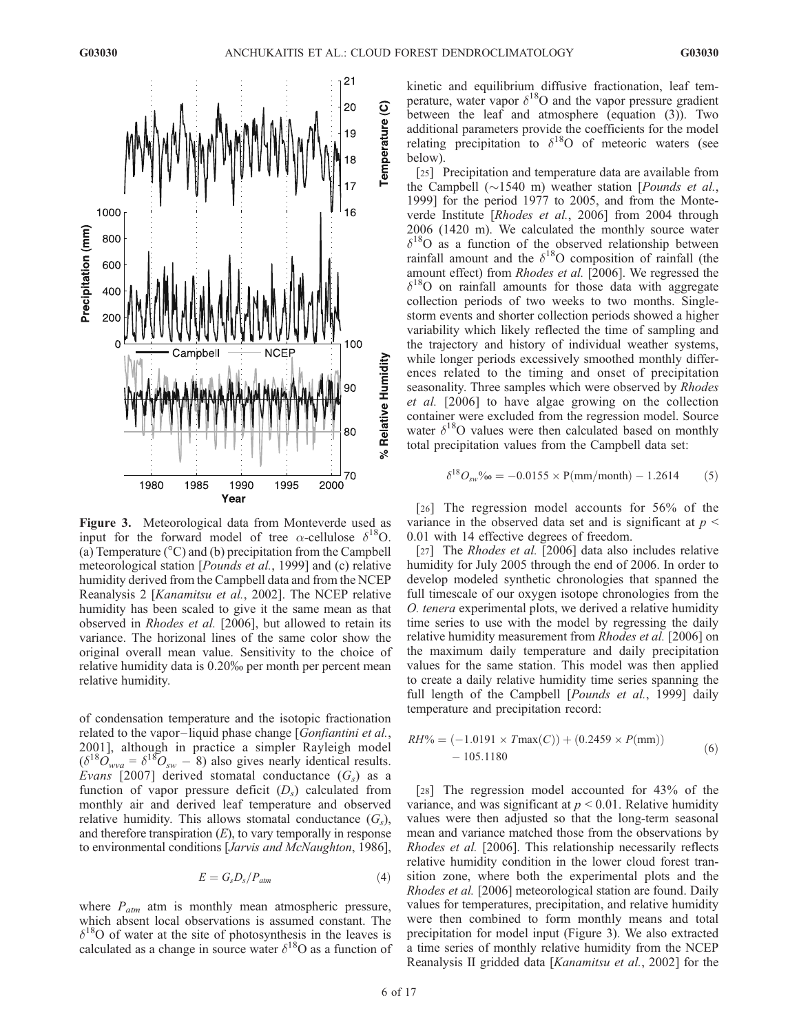**Figure 3.** Meteorological data from Monteverde used as input for the forward model of tree α-cellulose $\delta^{18}$O. (a) Temperature (°C) and (b) precipitation from the Campbell meteorological station [*Pounds et al.*, 1999] and (c) relative humidity derived from the Campbell data and from the NCEP Reanalysis 2 [*Kanamitsu et al.*, 2002]. The NCEP relative humidity has been scaled to give it the same mean as that observed in *Rhodes et al.* [2006], but allowed to retain its variance. The horizontal lines of the same color show the original overall mean value. Sensitivity to the choice of relative humidity data is 0.20‰ per month per percent mean relative humidity.

of condensation temperature and the isotopic fractionation related to the vapor–liquid phase change [*Gonfiantini et al.*, 2001], although in practice a simpler Rayleigh model ($\delta^{18}O_{wva} = \delta^{18}O_{sw} - 8$) also gives nearly identical results. *Evans* [2007] derived stomatal conductance ($G_s$) as a function of vapor pressure deficit ($D_s$) calculated from monthly air and derived leaf temperature and observed relative humidity. This allows stomatal conductance ($G_s$), and therefore transpiration ($E$), to vary temporally in response to environmental conditions [*Jarvis and McNaughton*, 1986],

$$E = G_s D_s / P_{atm} \qquad (4)$$

where $P_{atm}$ atm is monthly mean atmospheric pressure, which absent local observations is assumed constant. The $\delta^{18}$O of water at the site of photosynthesis in the leaves is calculated as a change in source water $\delta^{18}$O as a function of kinetic and equilibrium diffusive fractionation, leaf temperature, water vapor $\delta^{18}$O and the vapor pressure gradient between the leaf and atmosphere (equation (3)). Two additional parameters provide the coefficients for the model relating precipitation to $\delta^{18}$O of meteoric waters (see below).

[25] Precipitation and temperature data are available from the Campbell (~1540 m) weather station [*Pounds et al.*, 1999] for the period 1977 to 2005, and from the Monteverde Institute [*Rhodes et al.*, 2006] from 2004 through 2006 (1420 m). We calculated the monthly source water $\delta^{18}$O as a function of the observed relationship between rainfall amount and the $\delta^{18}$O composition of rainfall (the amount effect) from *Rhodes et al.* [2006]. We regressed the $\delta^{18}$O on rainfall amounts for those data with aggregate collection periods of two weeks to two months. Single-storm events and shorter collection periods showed a higher variability which likely reflected the time of sampling and the trajectory and history of individual weather systems, while longer periods excessively smoothed monthly differences related to the timing and onset of precipitation seasonality. Three samples which were observed by *Rhodes et al.* [2006] to have algae growing on the collection container were excluded from the regression model. Source water $\delta^{18}$O values were then calculated based on monthly total precipitation values from the Campbell data set:

$$\delta^{18}O_{sw}‰ = -0.0155 \times \mathrm{P(mm/month)} - 1.2614 \qquad (5)$$

[26] The regression model accounts for 56% of the variance in the observed data set and is significant at $p < 0.01$ with 14 effective degrees of freedom.

[27] The *Rhodes et al.* [2006] data also includes relative humidity for July 2005 through the end of 2006. In order to develop modeled synthetic chronologies that spanned the full timescale of our oxygen isotope chronologies from the *O. tenera* experimental plots, we derived a relative humidity time series to use with the model by regressing the daily relative humidity measurement from *Rhodes et al.* [2006] on the maximum daily temperature and daily precipitation values for the same station. This model was then applied to create a daily relative humidity time series spanning the full length of the Campbell [*Pounds et al.*, 1999] daily temperature and precipitation record:

$$RH\% = (-1.0191 \times T\max(C)) + (0.2459 \times P(\mathrm{mm})) - 105.1180 \qquad (6)$$

[28] The regression model accounted for 43% of the variance, and was significant at $p < 0.01$. Relative humidity values were then adjusted so that the long-term seasonal mean and variance matched those from the observations by *Rhodes et al.* [2006]. This relationship necessarily reflects relative humidity condition in the lower cloud forest transition zone, where both the experimental plots and the *Rhodes et al.* [2006] meteorological station are found. Daily values for temperatures, precipitation, and relative humidity were then combined to form monthly means and total precipitation for model input (Figure 3). We also extracted a time series of monthly relative humidity from the NCEP Reanalysis II gridded data [*Kanamitsu et al.*, 2002] for the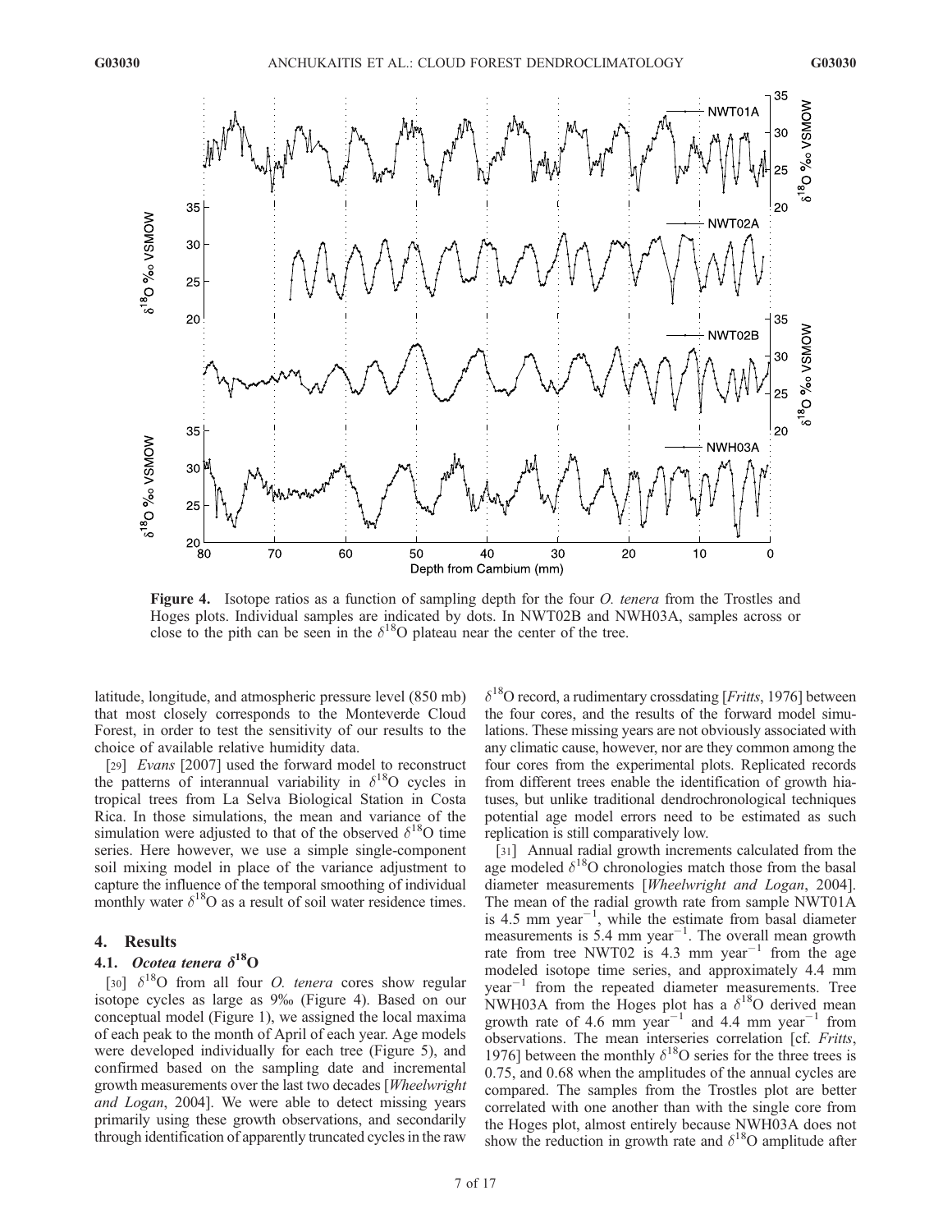**Figure 4.** Isotope ratios as a function of sampling depth for the four *O. tenera* from the Trostles and Hoges plots. Individual samples are indicated by dots. In NWT02B and NWH03A, samples across or close to the pith can be seen in the $\delta^{18}$O plateau near the center of the tree.

latitude, longitude, and atmospheric pressure level (850 mb) that most closely corresponds to the Monteverde Cloud Forest, in order to test the sensitivity of our results to the choice of available relative humidity data.

[29] *Evans* [2007] used the forward model to reconstruct the patterns of interannual variability in $\delta^{18}$O cycles in tropical trees from La Selva Biological Station in Costa Rica. In those simulations, the mean and variance of the simulation were adjusted to that of the observed $\delta^{18}$O time series. Here however, we use a simple single-component soil mixing model in place of the variance adjustment to capture the influence of the temporal smoothing of individual monthly water $\delta^{18}$O as a result of soil water residence times.

## 4. Results

### 4.1. *Ocotea tenera* $\delta^{18}$O

[30] $\delta^{18}$O from all four *O. tenera* cores show regular isotope cycles as large as 9‰ (Figure 4). Based on our conceptual model (Figure 1), we assigned the local maxima of each peak to the month of April of each year. Age models were developed individually for each tree (Figure 5), and confirmed based on the sampling date and incremental growth measurements over the last two decades [*Wheelwright and Logan*, 2004]. We were able to detect missing years primarily using these growth observations, and secondarily through identification of apparently truncated cycles in the raw $\delta^{18}$O record, a rudimentary crossdating [*Fritts*, 1976] between the four cores, and the results of the forward model simulations. These missing years are not obviously associated with any climatic cause, however, nor are they common among the four cores from the experimental plots. Replicated records from different trees enable the identification of growth hiatuses, but unlike traditional dendrochronological techniques potential age model errors need to be estimated as such replication is still comparatively low.

[31] Annual radial growth increments calculated from the age modeled $\delta^{18}$O chronologies match those from the basal diameter measurements [*Wheelwright and Logan*, 2004]. The mean of the radial growth rate from sample NWT01A is 4.5 mm year$^{-1}$, while the estimate from basal diameter measurements is 5.4 mm year$^{-1}$. The overall mean growth rate from tree NWT02 is 4.3 mm year$^{-1}$ from the age modeled isotope time series, and approximately 4.4 mm year$^{-1}$ from the repeated diameter measurements. Tree NWH03A from the Hoges plot has a $\delta^{18}$O derived mean growth rate of 4.6 mm year$^{-1}$ and 4.4 mm year$^{-1}$ from observations. The mean interseries correlation [cf. *Fritts*, 1976] between the monthly $\delta^{18}$O series for the three trees is 0.75, and 0.68 when the amplitudes of the annual cycles are compared. The samples from the Trostles plot are better correlated with one another than with the single core from the Hoges plot, almost entirely because NWH03A does not show the reduction in growth rate and $\delta^{18}$O amplitude after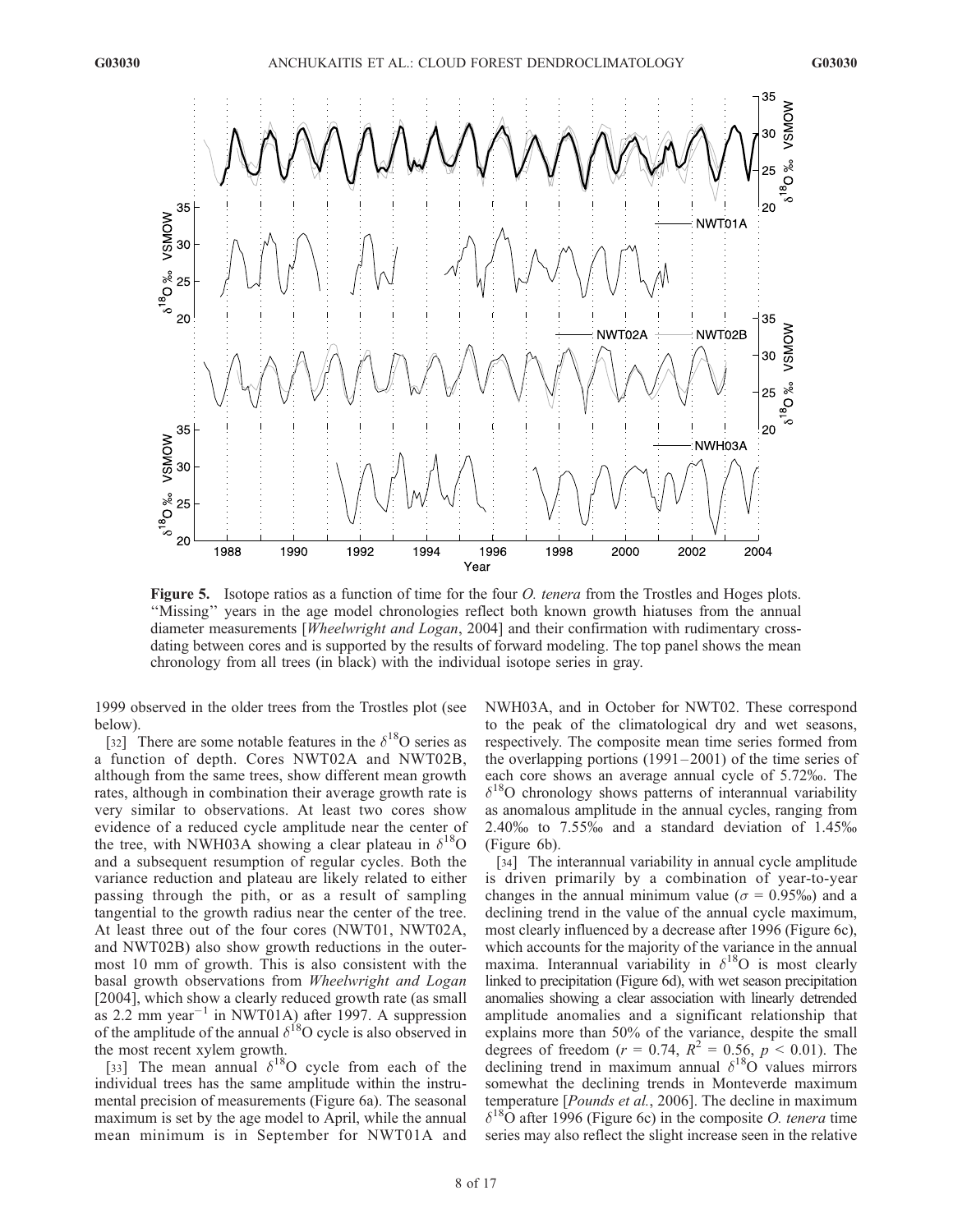**Figure 5.** Isotope ratios as a function of time for the four *O. tenera* from the Trostles and Hoges plots. ''Missing'' years in the age model chronologies reflect both known growth hiatuses from the annual diameter measurements [*Wheelwright and Logan*, 2004] and their confirmation with rudimentary cross-dating between cores and is supported by the results of forward modeling. The top panel shows the mean chronology from all trees (in black) with the individual isotope series in gray.

1999 observed in the older trees from the Trostles plot (see below).

[32] There are some notable features in the $\delta^{18}O$ series as a function of depth. Cores NWT02A and NWT02B, although from the same trees, show different mean growth rates, although in combination their average growth rate is very similar to observations. At least two cores show evidence of a reduced cycle amplitude near the center of the tree, with NWH03A showing a clear plateau in $\delta^{18}O$ and a subsequent resumption of regular cycles. Both the variance reduction and plateau are likely related to either passing through the pith, or as a result of sampling tangential to the growth radius near the center of the tree. At least three out of the four cores (NWT01, NWT02A, and NWT02B) also show growth reductions in the outermost 10 mm of growth. This is also consistent with the basal growth observations from *Wheelwright and Logan* [2004], which show a clearly reduced growth rate (as small as 2.2 mm year$^{-1}$ in NWT01A) after 1997. A suppression of the amplitude of the annual $\delta^{18}O$ cycle is also observed in the most recent xylem growth.

[33] The mean annual $\delta^{18}O$ cycle from each of the individual trees has the same amplitude within the instrumental precision of measurements (Figure 6a). The seasonal maximum is set by the age model to April, while the annual mean minimum is in September for NWT01A and NWH03A, and in October for NWT02. These correspond to the peak of the climatological dry and wet seasons, respectively. The composite mean time series formed from the overlapping portions (1991–2001) of the time series of each core shows an average annual cycle of 5.72‰. The $\delta^{18}O$ chronology shows patterns of interannual variability as anomalous amplitude in the annual cycles, ranging from 2.40‰ to 7.55‰ and a standard deviation of 1.45‰ (Figure 6b).

[34] The interannual variability in annual cycle amplitude is driven primarily by a combination of year-to-year changes in the annual minimum value ($\sigma$ = 0.95‰) and a declining trend in the value of the annual cycle maximum, most clearly influenced by a decrease after 1996 (Figure 6c), which accounts for the majority of the variance in the annual maxima. Interannual variability in $\delta^{18}O$ is most clearly linked to precipitation (Figure 6d), with wet season precipitation anomalies showing a clear association with linearly detrended amplitude anomalies and a significant relationship that explains more than 50% of the variance, despite the small degrees of freedom ($r = 0.74$, $R^2 = 0.56$, $p < 0.01$). The declining trend in maximum annual $\delta^{18}O$ values mirrors somewhat the declining trends in Monteverde maximum temperature [*Pounds et al.*, 2006]. The decline in maximum $\delta^{18}O$ after 1996 (Figure 6c) in the composite *O. tenera* time series may also reflect the slight increase seen in the relative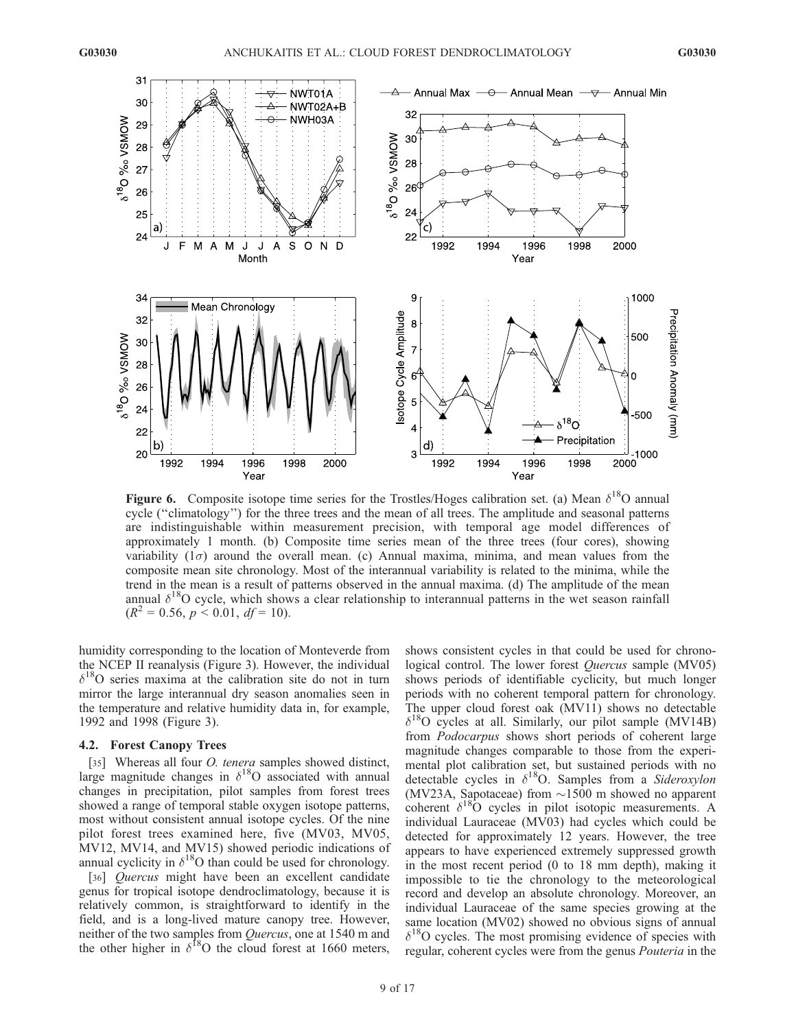**Figure 6.** Composite isotope time series for the Trostles/Hoges calibration set. (a) Mean $\delta^{18}O$ annual cycle ("climatology") for the three trees and the mean of all trees. The amplitude and seasonal patterns are indistinguishable within measurement precision, with temporal age model differences of approximately 1 month. (b) Composite time series mean of the three trees (four cores), showing variability ($1\sigma$) around the overall mean. (c) Annual maxima, minima, and mean values from the composite mean site chronology. Most of the interannual variability is related to the minima, while the trend in the mean is a result of patterns observed in the annual maxima. (d) The amplitude of the mean annual $\delta^{18}O$ cycle, which shows a clear relationship to interannual patterns in the wet season rainfall ($R^2 = 0.56$, $p < 0.01$, $df = 10$).

humidity corresponding to the location of Monteverde from the NCEP II reanalysis (Figure 3). However, the individual $\delta^{18}O$ series maxima at the calibration site do not in turn mirror the large interannual dry season anomalies seen in the temperature and relative humidity data in, for example, 1992 and 1998 (Figure 3).

### 4.2. Forest Canopy Trees

[35] Whereas all four *O. tenera* samples showed distinct, large magnitude changes in $\delta^{18}O$ associated with annual changes in precipitation, pilot samples from forest trees showed a range of temporal stable oxygen isotope patterns, most without consistent annual isotope cycles. Of the nine pilot forest trees examined here, five (MV03, MV05, MV12, MV14, and MV15) showed periodic indications of annual cyclicity in $\delta^{18}O$ than could be used for chronology.

[36] *Quercus* might have been an excellent candidate genus for tropical isotope dendroclimatology, because it is relatively common, is straightforward to identify in the field, and is a long-lived mature canopy tree. However, neither of the two samples from *Quercus*, one at 1540 m and the other higher in $\delta^{18}O$ the cloud forest at 1660 meters, shows consistent cycles in that could be used for chronological control. The lower forest *Quercus* sample (MV05) shows periods of identifiable cyclicity, but much longer periods with no coherent temporal pattern for chronology. The upper cloud forest oak (MV11) shows no detectable $\delta^{18}O$ cycles at all. Similarly, our pilot sample (MV14B) from *Podocarpus* shows short periods of coherent large magnitude changes comparable to those from the experimental plot calibration set, but sustained periods with no detectable cycles in $\delta^{18}O$. Samples from a *Sideroxylon* (MV23A, Sapotaceae) from ~1500 m showed no apparent coherent $\delta^{18}O$ cycles in pilot isotopic measurements. A individual Lauraceae (MV03) had cycles which could be detected for approximately 12 years. However, the tree appears to have experienced extremely suppressed growth in the most recent period (0 to 18 mm depth), making it impossible to tie the chronology to the meteorological record and develop an absolute chronology. Moreover, an individual Lauraceae of the same species growing at the same location (MV02) showed no obvious signs of annual $\delta^{18}O$ cycles. The most promising evidence of species with regular, coherent cycles were from the genus *Pouteria* in the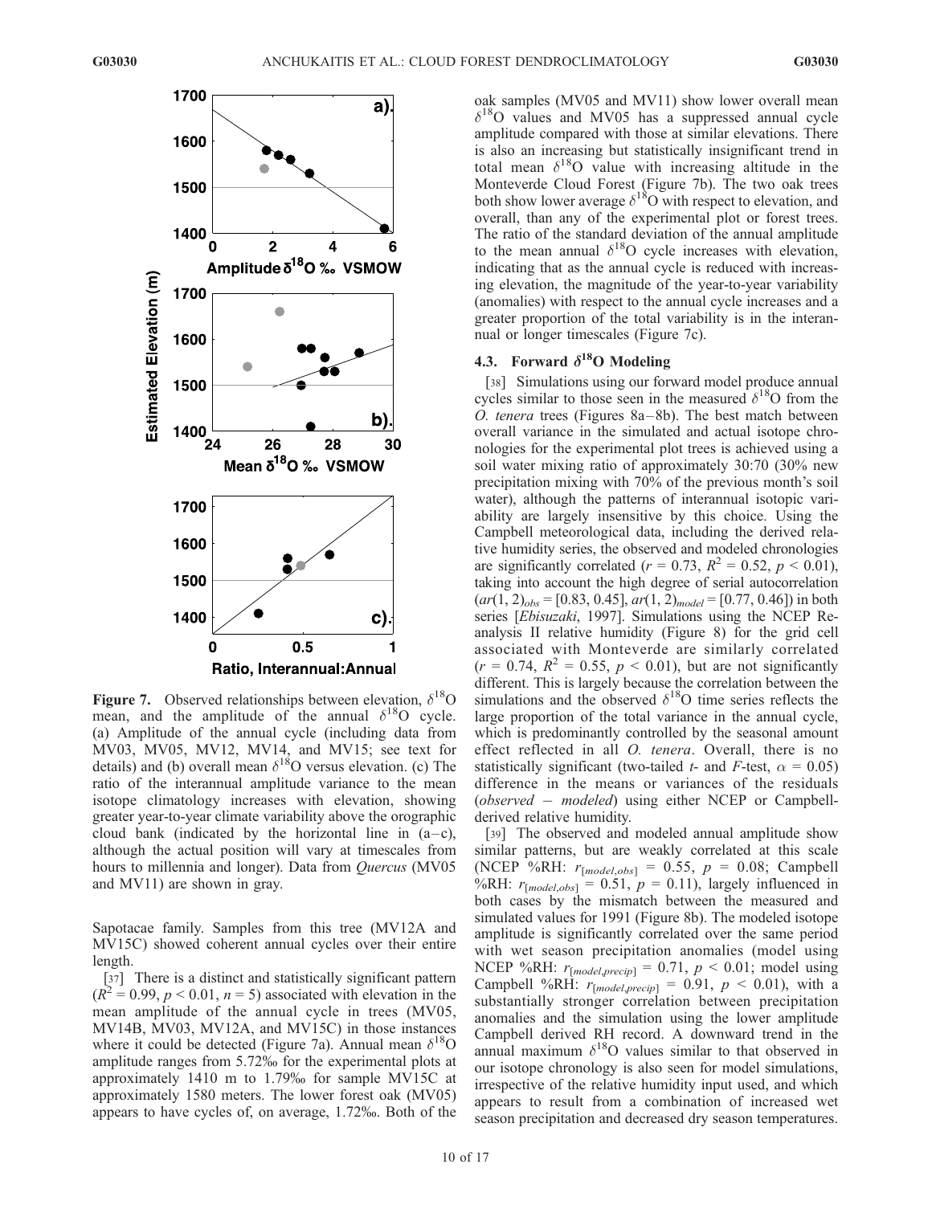**Figure 7.** Observed relationships between elevation, $\delta^{18}O$ mean, and the amplitude of the annual $\delta^{18}O$ cycle. (a) Amplitude of the annual cycle (including data from MV03, MV05, MV12, MV14, and MV15; see text for details) and (b) overall mean $\delta^{18}O$ versus elevation. (c) The ratio of the interannual amplitude variance to the mean isotope climatology increases with elevation, showing greater year-to-year climate variability above the orographic cloud bank (indicated by the horizontal line in (a–c), although the actual position will vary at timescales from hours to millennia and longer). Data from *Quercus* (MV05 and MV11) are shown in gray.

Sapotacae family. Samples from this tree (MV12A and MV15C) showed coherent annual cycles over their entire length.

[37] There is a distinct and statistically significant pattern ($R^2 = 0.99$, $p < 0.01$, $n = 5$) associated with elevation in the mean amplitude of the annual cycle in trees (MV05, MV14B, MV03, MV12A, and MV15C) in those instances where it could be detected (Figure 7a). Annual mean $\delta^{18}O$ amplitude ranges from 5.72‰ for the experimental plots at approximately 1410 m to 1.79‰ for sample MV15C at approximately 1580 meters. The lower forest oak (MV05) appears to have cycles of, on average, 1.72‰. Both of the oak samples (MV05 and MV11) show lower overall mean $\delta^{18}O$ values and MV05 has a suppressed annual cycle amplitude compared with those at similar elevations. There is also an increasing but statistically insignificant trend in total mean $\delta^{18}O$ value with increasing altitude in the Monteverde Cloud Forest (Figure 7b). The two oak trees both show lower average $\delta^{18}O$ with respect to elevation, and overall, than any of the experimental plot or forest trees. The ratio of the standard deviation of the annual amplitude to the mean annual $\delta^{18}O$ cycle increases with elevation, indicating that as the annual cycle is reduced with increasing elevation, the magnitude of the year-to-year variability (anomalies) with respect to the annual cycle increases and a greater proportion of the total variability is in the interannual or longer timescales (Figure 7c).

### 4.3. Forward $\delta^{18}O$ Modeling

[38] Simulations using our forward model produce annual cycles similar to those seen in the measured $\delta^{18}O$ from the *O. tenera* trees (Figures 8a–8b). The best match between overall variance in the simulated and actual isotope chronologies for the experimental plot trees is achieved using a soil water mixing ratio of approximately 30:70 (30% new precipitation mixing with 70% of the previous month's soil water), although the patterns of interannual isotopic variability are largely insensitive by this choice. Using the Campbell meteorological data, including the derived relative humidity series, the observed and modeled chronologies are significantly correlated ($r = 0.73$, $R^2 = 0.52$, $p < 0.01$), taking into account the high degree of serial autocorrelation ($ar(1, 2)_{obs} = [0.83, 0.45]$, $ar(1, 2)_{model} = [0.77, 0.46]$) in both series [*Ebisuzaki*, 1997]. Simulations using the NCEP Reanalysis II relative humidity (Figure 8) for the grid cell associated with Monteverde are similarly correlated ($r = 0.74$, $R^2 = 0.55$, $p < 0.01$), but are not significantly different. This is largely because the correlation between the simulations and the observed $\delta^{18}O$ time series reflects the large proportion of the total variance in the annual cycle, which is predominantly controlled by the seasonal amount effect reflected in all *O. tenera*. Overall, there is no statistically significant (two-tailed *t*- and *F*-test, $\alpha = 0.05$) difference in the means or variances of the residuals (*observed − modeled*) using either NCEP or Campbell-derived relative humidity.

[39] The observed and modeled annual amplitude show similar patterns, but are weakly correlated at this scale (NCEP %RH: $r_{[model,obs]} = 0.55$, $p = 0.08$; Campbell %RH: $r_{[model,obs]} = 0.51$, $p = 0.11$), largely influenced in both cases by the mismatch between the measured and simulated values for 1991 (Figure 8b). The modeled isotope amplitude is significantly correlated over the same period with wet season precipitation anomalies (model using NCEP %RH: $r_{[model,precip]} = 0.71$, $p < 0.01$; model using Campbell %RH: $r_{[model,precip]} = 0.91$, $p < 0.01$), with a substantially stronger correlation between precipitation anomalies and the simulation using the lower amplitude Campbell derived RH record. A downward trend in the annual maximum $\delta^{18}O$ values similar to that observed in our isotope chronology is also seen for model simulations, irrespective of the relative humidity input used, and which appears to result from a combination of increased wet season precipitation and decreased dry season temperatures.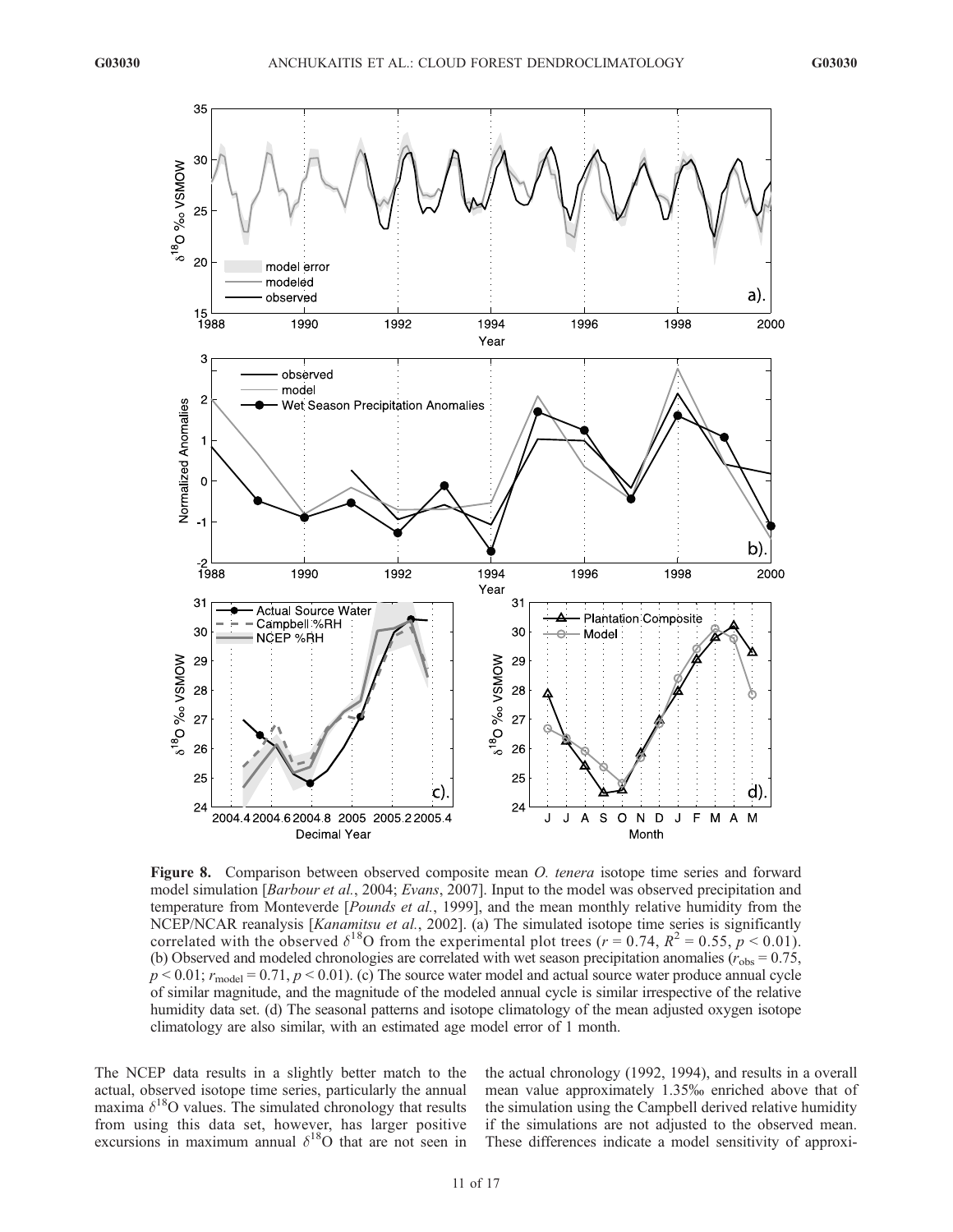**Figure 8.** Comparison between observed composite mean *O. tenera* isotope time series and forward model simulation [*Barbour et al.*, 2004; *Evans*, 2007]. Input to the model was observed precipitation and temperature from Monteverde [*Pounds et al.*, 1999], and the mean monthly relative humidity from the NCEP/NCAR reanalysis [*Kanamitsu et al.*, 2002]. (a) The simulated isotope time series is significantly correlated with the observed $\delta^{18}$O from the experimental plot trees ($r = 0.74$, $R^2 = 0.55$, $p < 0.01$). (b) Observed and modeled chronologies are correlated with wet season precipitation anomalies ($r_{obs} = 0.75$, $p < 0.01$; $r_{model} = 0.71$, $p < 0.01$). (c) The source water model and actual source water produce annual cycle of similar magnitude, and the magnitude of the modeled annual cycle is similar irrespective of the relative humidity data set. (d) The seasonal patterns and isotope climatology of the mean adjusted oxygen isotope climatology are also similar, with an estimated age model error of 1 month.

The NCEP data results in a slightly better match to the actual, observed isotope time series, particularly the annual maxima $\delta^{18}$O values. The simulated chronology that results from using this data set, however, has larger positive excursions in maximum annual $\delta^{18}$O that are not seen in the actual chronology (1992, 1994), and results in a overall mean value approximately 1.35‰ enriched above that of the simulation using the Campbell derived relative humidity if the simulations are not adjusted to the observed mean. These differences indicate a model sensitivity of approxi-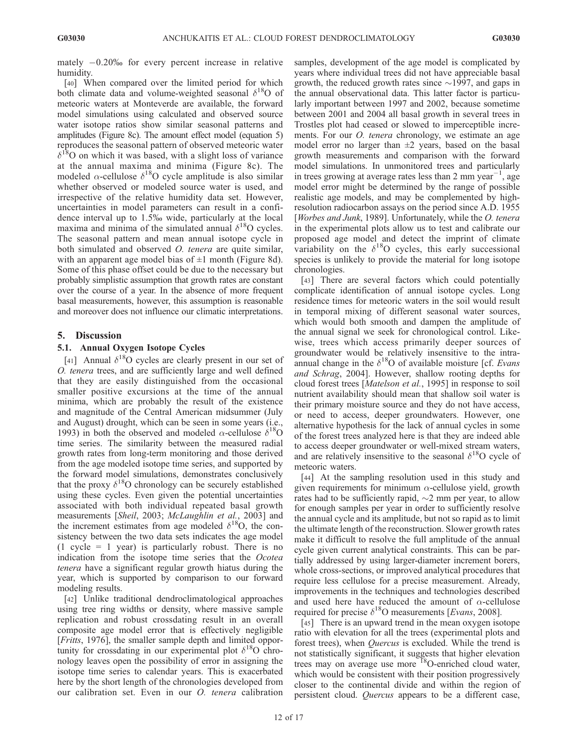mately −0.20‰ for every percent increase in relative humidity.

[40] When compared over the limited period for which both climate data and volume-weighted seasonal $\delta^{18}$O of meteoric waters at Monteverde are available, the forward model simulations using calculated and observed source water isotope ratios show similar seasonal patterns and amplitudes (Figure 8c). The amount effect model (equation 5) reproduces the seasonal pattern of observed meteoric water $\delta^{18}$O on which it was based, with a slight loss of variance at the annual maxima and minima (Figure 8c). The modeled $\alpha$-cellulose $\delta^{18}$O cycle amplitude is also similar whether observed or modeled source water is used, and irrespective of the relative humidity data set. However, uncertainties in model parameters can result in a confidence interval up to 1.5‰ wide, particularly at the local maxima and minima of the simulated annual $\delta^{18}$O cycles. The seasonal pattern and mean annual isotope cycle in both simulated and observed *O. tenera* are quite similar, with an apparent age model bias of ±1 month (Figure 8d). Some of this phase offset could be due to the necessary but probably simplistic assumption that growth rates are constant over the course of a year. In the absence of more frequent basal measurements, however, this assumption is reasonable and moreover does not influence our climatic interpretations.

## 5. Discussion

### 5.1. Annual Oxygen Isotope Cycles

[41] Annual $\delta^{18}$O cycles are clearly present in our set of *O. tenera* trees, and are sufficiently large and well defined that they are easily distinguished from the occasional smaller positive excursions at the time of the annual minima, which are probably the result of the existence and magnitude of the Central American midsummer (July and August) drought, which can be seen in some years (i.e., 1993) in both the observed and modeled $\alpha$-cellulose $\delta^{18}$O time series. The similarity between the measured radial growth rates from long-term monitoring and those derived from the age modeled isotope time series, and supported by the forward model simulations, demonstrates conclusively that the proxy $\delta^{18}$O chronology can be securely established using these cycles. Even given the potential uncertainties associated with both individual repeated basal growth measurements [*Sheil*, 2003; *McLaughlin et al.*, 2003] and the increment estimates from age modeled $\delta^{18}$O, the consistency between the two data sets indicates the age model (1 cycle = 1 year) is particularly robust. There is no indication from the isotope time series that the *Ocotea tenera* have a significant regular growth hiatus during the year, which is supported by comparison to our forward modeling results.

[42] Unlike traditional dendroclimatological approaches using tree ring widths or density, where massive sample replication and robust crossdating result in an overall composite age model error that is effectively negligible [*Fritts*, 1976], the smaller sample depth and limited opportunity for crossdating in our experimental plot $\delta^{18}$O chronology leaves open the possibility of error in assigning the isotope time series to calendar years. This is exacerbated here by the short length of the chronologies developed from our calibration set. Even in our *O. tenera* calibration samples, development of the age model is complicated by years where individual trees did not have appreciable basal growth, the reduced growth rates since ∼1997, and gaps in the annual observational data. This latter factor is particularly important between 1997 and 2002, because sometime between 2001 and 2004 all basal growth in several trees in Trostles plot had ceased or slowed to imperceptible increments. For our *O. tenera* chronology, we estimate an age model error no larger than ±2 years, based on the basal growth measurements and comparison with the forward model simulations. In unmonitored trees and particularly in trees growing at average rates less than 2 mm year$^{-1}$, age model error might be determined by the range of possible realistic age models, and may be complemented by high-resolution radiocarbon assays on the period since A.D. 1955 [*Worbes and Junk*, 1989]. Unfortunately, while the *O. tenera* in the experimental plots allow us to test and calibrate our proposed age model and detect the imprint of climate variability on the $\delta^{18}$O cycles, this early successional species is unlikely to provide the material for long isotope chronologies.

[43] There are several factors which could potentially complicate identification of annual isotope cycles. Long residence times for meteoric waters in the soil would result in temporal mixing of different seasonal water sources, which would both smooth and dampen the amplitude of the annual signal we seek for chronological control. Likewise, trees which access primarily deeper sources of groundwater would be relatively insensitive to the intra-annual change in the $\delta^{18}$O of available moisture [cf. *Evans and Schrag*, 2004]. However, shallow rooting depths for cloud forest trees [*Matelson et al.*, 1995] in response to soil nutrient availability should mean that shallow soil water is their primary moisture source and they do not have access, or need to access, deeper groundwaters. However, one alternative hypothesis for the lack of annual cycles in some of the forest trees analyzed here is that they are indeed able to access deeper groundwater or well-mixed stream waters, and are relatively insensitive to the seasonal $\delta^{18}$O cycle of meteoric waters.

[44] At the sampling resolution used in this study and given requirements for minimum $\alpha$-cellulose yield, growth rates had to be sufficiently rapid, ∼2 mm per year, to allow for enough samples per year in order to sufficiently resolve the annual cycle and its amplitude, but not so rapid as to limit the ultimate length of the reconstruction. Slower growth rates make it difficult to resolve the full amplitude of the annual cycle given current analytical constraints. This can be partially addressed by using larger-diameter increment borers, whole cross-sections, or improved analytical procedures that require less cellulose for a precise measurement. Already, improvements in the techniques and technologies described and used here have reduced the amount of $\alpha$-cellulose required for precise $\delta^{18}$O measurements [*Evans*, 2008].

[45] There is an upward trend in the mean oxygen isotope ratio with elevation for all the trees (experimental plots and forest trees), when *Quercus* is excluded. While the trend is not statistically significant, it suggests that higher elevation trees may on average use more $^{18}$O-enriched cloud water, which would be consistent with their position progressively closer to the continental divide and within the region of persistent cloud. *Quercus* appears to be a different case,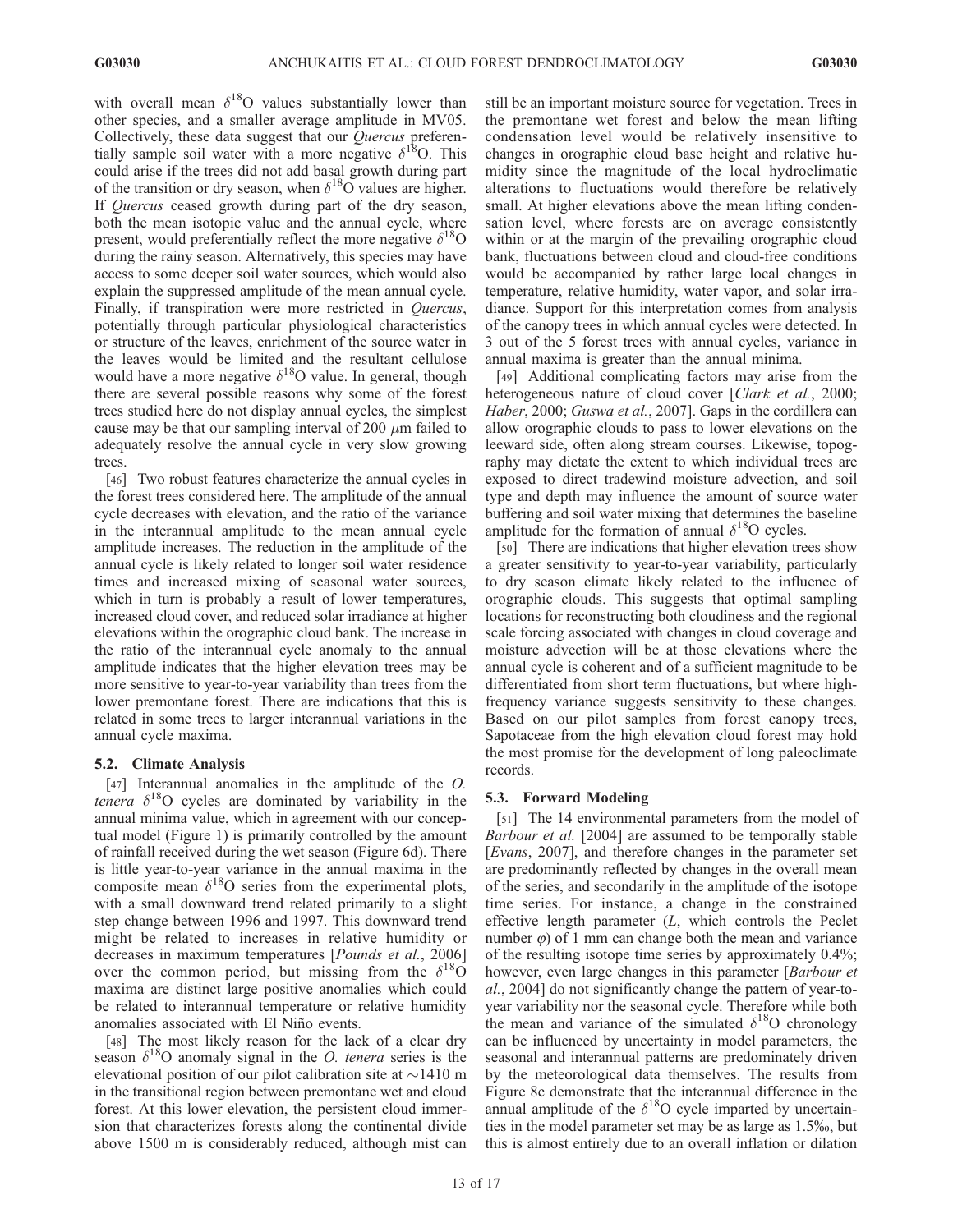with overall mean $\delta^{18}O$ values substantially lower than other species, and a smaller average amplitude in MV05. Collectively, these data suggest that our *Quercus* preferentially sample soil water with a more negative $\delta^{18}O$. This could arise if the trees did not add basal growth during part of the transition or dry season, when $\delta^{18}O$ values are higher. If *Quercus* ceased growth during part of the dry season, both the mean isotopic value and the annual cycle, where present, would preferentially reflect the more negative $\delta^{18}O$ during the rainy season. Alternatively, this species may have access to some deeper soil water sources, which would also explain the suppressed amplitude of the mean annual cycle. Finally, if transpiration were more restricted in *Quercus*, potentially through particular physiological characteristics or structure of the leaves, enrichment of the source water in the leaves would be limited and the resultant cellulose would have a more negative $\delta^{18}O$ value. In general, though there are several possible reasons why some of the forest trees studied here do not display annual cycles, the simplest cause may be that our sampling interval of 200 $\mu$m failed to adequately resolve the annual cycle in very slow growing trees.

[46] Two robust features characterize the annual cycles in the forest trees considered here. The amplitude of the annual cycle decreases with elevation, and the ratio of the variance in the interannual amplitude to the mean annual cycle amplitude increases. The reduction in the amplitude of the annual cycle is likely related to longer soil water residence times and increased mixing of seasonal water sources, which in turn is probably a result of lower temperatures, increased cloud cover, and reduced solar irradiance at higher elevations within the orographic cloud bank. The increase in the ratio of the interannual cycle anomaly to the annual amplitude indicates that the higher elevation trees may be more sensitive to year-to-year variability than trees from the lower premontane forest. There are indications that this is related in some trees to larger interannual variations in the annual cycle maxima.

### 5.2. Climate Analysis

[47] Interannual anomalies in the amplitude of the *O. tenera* $\delta^{18}O$ cycles are dominated by variability in the annual minima value, which in agreement with our conceptual model (Figure 1) is primarily controlled by the amount of rainfall received during the wet season (Figure 6d). There is little year-to-year variance in the annual maxima in the composite mean $\delta^{18}O$ series from the experimental plots, with a small downward trend related primarily to a slight step change between 1996 and 1997. This downward trend might be related to increases in relative humidity or decreases in maximum temperatures [*Pounds et al.*, 2006] over the common period, but missing from the $\delta^{18}O$ maxima are distinct large positive anomalies which could be related to interannual temperature or relative humidity anomalies associated with El Niño events.

[48] The most likely reason for the lack of a clear dry season $\delta^{18}O$ anomaly signal in the *O. tenera* series is the elevational position of our pilot calibration site at ~1410 m in the transitional region between premontane wet and cloud forest. At this lower elevation, the persistent cloud immersion that characterizes forests along the continental divide above 1500 m is considerably reduced, although mist can still be an important moisture source for vegetation. Trees in the premontane wet forest and below the mean lifting condensation level would be relatively insensitive to changes in orographic cloud base height and relative humidity since the magnitude of the local hydroclimatic alterations to fluctuations would therefore be relatively small. At higher elevations above the mean lifting condensation level, where forests are on average consistently within or at the margin of the prevailing orographic cloud bank, fluctuations between cloud and cloud-free conditions would be accompanied by rather large local changes in temperature, relative humidity, water vapor, and solar irradiance. Support for this interpretation comes from analysis of the canopy trees in which annual cycles were detected. In 3 out of the 5 forest trees with annual cycles, variance in annual maxima is greater than the annual minima.

[49] Additional complicating factors may arise from the heterogeneous nature of cloud cover [*Clark et al.*, 2000; *Haber*, 2000; *Guswa et al.*, 2007]. Gaps in the cordillera can allow orographic clouds to pass to lower elevations on the leeward side, often along stream courses. Likewise, topography may dictate the extent to which individual trees are exposed to direct tradewind moisture advection, and soil type and depth may influence the amount of source water buffering and soil water mixing that determines the baseline amplitude for the formation of annual $\delta^{18}O$ cycles.

[50] There are indications that higher elevation trees show a greater sensitivity to year-to-year variability, particularly to dry season climate likely related to the influence of orographic clouds. This suggests that optimal sampling locations for reconstructing both cloudiness and the regional scale forcing associated with changes in cloud coverage and moisture advection will be at those elevations where the annual cycle is coherent and of a sufficient magnitude to be differentiated from short term fluctuations, but where high-frequency variance suggests sensitivity to these changes. Based on our pilot samples from forest canopy trees, Sapotaceae from the high elevation cloud forest may hold the most promise for the development of long paleoclimate records.

### 5.3. Forward Modeling

[51] The 14 environmental parameters from the model of *Barbour et al.* [2004] are assumed to be temporally stable [*Evans*, 2007], and therefore changes in the parameter set are predominantly reflected by changes in the overall mean of the series, and secondarily in the amplitude of the isotope time series. For instance, a change in the constrained effective length parameter ($L$, which controls the Peclet number $\varphi$) of 1 mm can change both the mean and variance of the resulting isotope time series by approximately 0.4%; however, even large changes in this parameter [*Barbour et al.*, 2004] do not significantly change the pattern of year-to-year variability nor the seasonal cycle. Therefore while both the mean and variance of the simulated $\delta^{18}O$ chronology can be influenced by uncertainty in model parameters, the seasonal and interannual patterns are predominately driven by the meteorological data themselves. The results from Figure 8c demonstrate that the interannual difference in the annual amplitude of the $\delta^{18}O$ cycle imparted by uncertainties in the model parameter set may be as large as 1.5‰, but this is almost entirely due to an overall inflation or dilation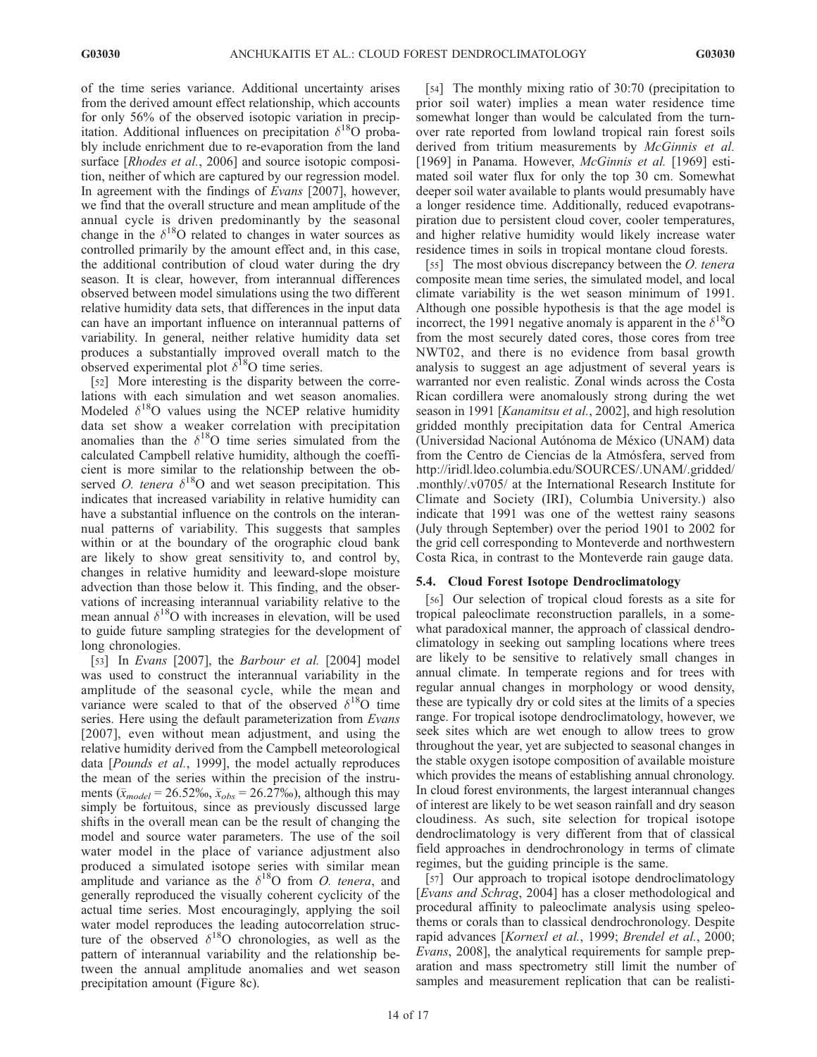of the time series variance. Additional uncertainty arises from the derived amount effect relationship, which accounts for only 56% of the observed isotopic variation in precipitation. Additional influences on precipitation $\delta^{18}O$ probably include enrichment due to re-evaporation from the land surface [*Rhodes et al.*, 2006] and source isotopic composition, neither of which are captured by our regression model. In agreement with the findings of *Evans* [2007], however, we find that the overall structure and mean amplitude of the annual cycle is driven predominantly by the seasonal change in the $\delta^{18}O$ related to changes in water sources as controlled primarily by the amount effect and, in this case, the additional contribution of cloud water during the dry season. It is clear, however, from interannual differences observed between model simulations using the two different relative humidity data sets, that differences in the input data can have an important influence on interannual patterns of variability. In general, neither relative humidity data set produces a substantially improved overall match to the observed experimental plot $\delta^{18}O$ time series.

[52] More interesting is the disparity between the correlations with each simulation and wet season anomalies. Modeled $\delta^{18}O$ values using the NCEP relative humidity data set show a weaker correlation with precipitation anomalies than the $\delta^{18}O$ time series simulated from the calculated Campbell relative humidity, although the coefficient is more similar to the relationship between the observed *O. tenera* $\delta^{18}O$ and wet season precipitation. This indicates that increased variability in relative humidity can have a substantial influence on the controls on the interannual patterns of variability. This suggests that samples within or at the boundary of the orographic cloud bank are likely to show great sensitivity to, and control by, changes in relative humidity and leeward-slope moisture advection than those below it. This finding, and the observations of increasing interannual variability relative to the mean annual $\delta^{18}O$ with increases in elevation, will be used to guide future sampling strategies for the development of long chronologies.

[53] In *Evans* [2007], the *Barbour et al.* [2004] model was used to construct the interannual variability in the amplitude of the seasonal cycle, while the mean and variance were scaled to that of the observed $\delta^{18}O$ time series. Here using the default parameterization from *Evans* [2007], even without mean adjustment, and using the relative humidity derived from the Campbell meteorological data [*Pounds et al.*, 1999], the model actually reproduces the mean of the series within the precision of the instruments ($\bar{x}_{model}$ = 26.52‰, $\bar{x}_{obs}$ = 26.27‰), although this may simply be fortuitous, since as previously discussed large shifts in the overall mean can be the result of changing the model and source water parameters. The use of the soil water model in the place of variance adjustment also produced a simulated isotope series with similar mean amplitude and variance as the $\delta^{18}O$ from *O. tenera*, and generally reproduced the visually coherent cyclicity of the actual time series. Most encouragingly, applying the soil water model reproduces the leading autocorrelation structure of the observed $\delta^{18}O$ chronologies, as well as the pattern of interannual variability and the relationship between the annual amplitude anomalies and wet season precipitation amount (Figure 8c).

[54] The monthly mixing ratio of 30:70 (precipitation to prior soil water) implies a mean water residence time somewhat longer than would be calculated from the turnover rate reported from lowland tropical rain forest soils derived from tritium measurements by *McGinnis et al.* [1969] in Panama. However, *McGinnis et al.* [1969] estimated soil water flux for only the top 30 cm. Somewhat deeper soil water available to plants would presumably have a longer residence time. Additionally, reduced evapotranspiration due to persistent cloud cover, cooler temperatures, and higher relative humidity would likely increase water residence times in soils in tropical montane cloud forests.

[55] The most obvious discrepancy between the *O. tenera* composite mean time series, the simulated model, and local climate variability is the wet season minimum of 1991. Although one possible hypothesis is that the age model is incorrect, the 1991 negative anomaly is apparent in the $\delta^{18}O$ from the most securely dated cores, those cores from tree NWT02, and there is no evidence from basal growth analysis to suggest an age adjustment of several years is warranted nor even realistic. Zonal winds across the Costa Rican cordillera were anomalously strong during the wet season in 1991 [*Kanamitsu et al.*, 2002], and high resolution gridded monthly precipitation data for Central America (Universidad Nacional Autónoma de México (UNAM) data from the Centro de Ciencias de la Atmósfera, served from http://iridl.ldeo.columbia.edu/SOURCES/.UNAM/.gridded/.monthly/.v0705/ at the International Research Institute for Climate and Society (IRI), Columbia University.) also indicate that 1991 was one of the wettest rainy seasons (July through September) over the period 1901 to 2002 for the grid cell corresponding to Monteverde and northwestern Costa Rica, in contrast to the Monteverde rain gauge data.

### 5.4. Cloud Forest Isotope Dendroclimatology

[56] Our selection of tropical cloud forests as a site for tropical paleoclimate reconstruction parallels, in a somewhat paradoxical manner, the approach of classical dendroclimatology in seeking out sampling locations where trees are likely to be sensitive to relatively small changes in annual climate. In temperate regions and for trees with regular annual changes in morphology or wood density, these are typically dry or cold sites at the limits of a species range. For tropical isotope dendroclimatology, however, we seek sites which are wet enough to allow trees to grow throughout the year, yet are subjected to seasonal changes in the stable oxygen isotope composition of available moisture which provides the means of establishing annual chronology. In cloud forest environments, the largest interannual changes of interest are likely to be wet season rainfall and dry season cloudiness. As such, site selection for tropical isotope dendroclimatology is very different from that of classical field approaches in dendrochronology in terms of climate regimes, but the guiding principle is the same.

[57] Our approach to tropical isotope dendroclimatology [*Evans and Schrag*, 2004] has a closer methodological and procedural affinity to paleoclimate analysis using speleothems or corals than to classical dendrochronology. Despite rapid advances [*Kornexl et al.*, 1999; *Brendel et al.*, 2000; *Evans*, 2008], the analytical requirements for sample preparation and mass spectrometry still limit the number of samples and measurement replication that can be realisti-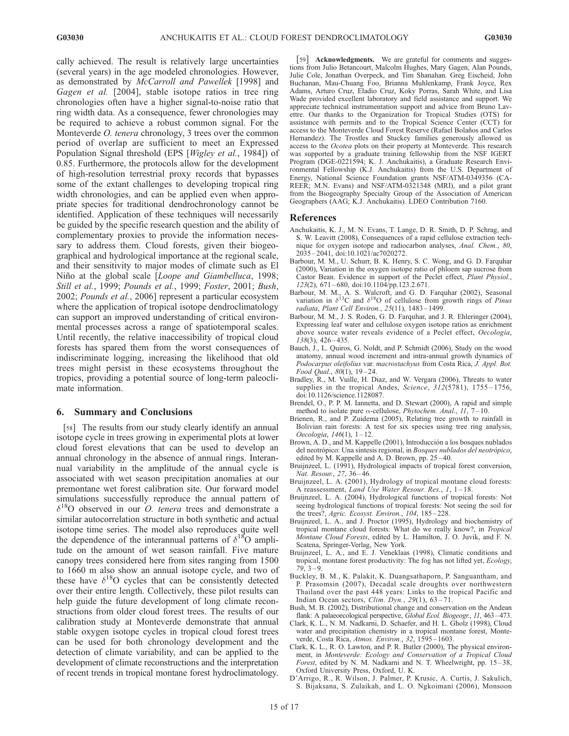cally achieved. The result is relatively large uncertainties (several years) in the age modeled chronologies. However, as demonstrated by *McCarroll and Pawellek* [1998] and *Gagen et al.* [2004], stable isotope ratios in tree ring chronologies often have a higher signal-to-noise ratio that ring width data. As a consequence, fewer chronologies may be required to achieve a robust common signal. For the Monteverde *O. tenera* chronology, 3 trees over the common period of overlap are sufficient to meet an Expressed Population Signal threshold (EPS [*Wigley et al.*, 1984]) of 0.85. Furthermore, the protocols allow for the development of high-resolution terrestrial proxy records that bypasses some of the extant challenges to developing tropical ring width chronologies, and can be applied even when appropriate species for traditional dendrochronology cannot be identified. Application of these techniques will necessarily be guided by the specific research question and the ability of complementary proxies to provide the information necessary to address them. Cloud forests, given their biogeographical and hydrological importance at the regional scale, and their sensitivity to major modes of climate such as El Niño at the global scale [*Loope and Giambelluca*, 1998; *Still et al.*, 1999; *Pounds et al.*, 1999; *Foster*, 2001; *Bush*, 2002; *Pounds et al.*, 2006] represent a particular ecosystem where the application of tropical isotope dendroclimatology can support an improved understanding of critical environmental processes across a range of spatiotemporal scales. Until recently, the relative inaccessibility of tropical cloud forests has spared them from the worst consequences of indiscriminate logging, increasing the likelihood that old trees might persist in these ecosystems throughout the tropics, providing a potential source of long-term paleoclimate information.

## 6. Summary and Conclusions

[58] The results from our study clearly identify an annual isotope cycle in trees growing in experimental plots at lower cloud forest elevations that can be used to develop an annual chronology in the absence of annual rings. Interannual variability in the amplitude of the annual cycle is associated with wet season precipitation anomalies at our premontane wet forest calibration site. Our forward model simulations successfully reproduce the annual pattern of $\delta^{18}O$ observed in our *O. tenera* trees and demonstrate a similar autocorrelation structure in both synthetic and actual isotope time series. The model also reproduces quite well the dependence of the interannual patterns of $\delta^{18}O$ amplitude on the amount of wet season rainfall. Five mature canopy trees considered here from sites ranging from 1500 to 1660 m also show an annual isotope cycle, and two of these have $\delta^{18}O$ cycles that can be consistently detected over their entire length. Collectively, these pilot results can help guide the future development of long climate reconstructions from older cloud forest trees. The results of our calibration study at Monteverde demonstrate that annual stable oxygen isotope cycles in tropical cloud forest trees can be used for both chronology development and the detection of climate variability, and can be applied to the development of climate reconstructions and the interpretation of recent trends in tropical montane forest hydroclimatology.

[59] **Acknowledgments.** We are grateful for comments and suggestions from Julio Betancourt, Malcolm Hughes, Mary Gagen, Alan Pounds, Julie Cole, Jonathan Overpeck, and Tim Shanahan. Greg Eischeid, John Buchanan, Mau-Chuang Foo, Brianna Muhlenkamp, Frank Joyce, Rex Adams, Arturo Cruz, Eladio Cruz, Koky Porras, Sarah White, and Lisa Wade provided excellent laboratory and field assistance and support. We appreciate technical instrumentation support and advice from Bruno Lavettre. Our thanks to the Organization for Tropical Studies (OTS) for assistance with permits and to the Tropical Science Center (CCT) for access to the Monteverde Cloud Forest Reserve (Rafael Bolaños and Carlos Hernandez). The Trostles and Stuckey families generously allowed us access to the *Ocotea* plots on their property at Monteverde. This research was supported by a graduate training fellowship from the NSF IGERT Program (DGE-0221594; K. J. Anchukaitis), a Graduate Research Environmental Fellowship (K.J. Anchukaitis) from the U.S. Department of Energy, National Science Foundation grants NSF/ATM-0349356 (CAREER; M.N. Evans) and NSF/ATM-0321348 (MRI), and a pilot grant from the Biogeography Specialty Group of the Association of American Geographers (AAG; K.J. Anchukaitis). LDEO Contribution 7160.

## References

Anchukaitis, K. J., M. N. Evans, T. Lange, D. R. Smith, D. P. Schrag, and S. W. Leavitt (2008), Consequences of a rapid cellulose extraction technique for oxygen isotope and radiocarbon analyses, *Anal. Chem.*, *80*, 2035–2041, doi:10.1021/ac7020272.

Barbour, M. M., U. Schurr, B. K. Henry, S. C. Wong, and G. D. Farquhar (2000), Variation in the oxygen isotope ratio of phloem sap sucrose from Castor Bean. Evidence in support of the Peclet effect, *Plant Physiol.*, *123*(2), 671–680, doi:10.1104/pp.123.2.671.

Barbour, M. M., A. S. Walcroft, and G. D. Farquhar (2002), Seasonal variation in $\delta^{13}C$ and $\delta^{18}O$ of cellulose from growth rings of *Pinus radiata*, *Plant Cell Environ.*, *25*(11), 1483–1499.

Barbour, M. M., J. S. Roden, G. D. Farquhar, and J. R. Ehleringer (2004), Expressing leaf water and cellulose oxygen isotope ratios as enrichment above source water reveals evidence of a Peclet effect, *Oecologia*, *138*(3), 426–435.

Bauch, J., L. Quiros, G. Noldt, and P. Schmidt (2006), Study on the wood anatomy, annual wood increment and intra-annual growth dynamics of *Podocarpus oleifolius* var. *macrostachyus* from Costa Rica, *J. Appl. Bot. Food Qual.*, *80*(1), 19–24.

Bradley, R., M. Vuille, H. Diaz, and W. Vergara (2006), Threats to water supplies in the tropical Andes, *Science*, *312*(5781), 1755–1756, doi:10.1126/science.1128087.

Brendel, O., P. P. M. Iannetta, and D. Stewart (2000), A rapid and simple method to isolate pure $\alpha$-cellulose, *Phytochem. Anal.*, *11*, 7–10.

Brienen, R., and P. Zuidema (2005), Relating tree growth to rainfall in Bolivian rain forests: A test for six species using tree ring analysis, *Oecologia*, *146*(1), 1–12.

Brown, A. D., and M. Kappelle (2001), Introducción a los bosques nublados del neotrópico: Una síntesis regional, in *Bosques nublados del neotrópico*, edited by M. Kappelle and A. D. Brown, pp. 25–40.

Bruijnzeel, L. (1991), Hydrological impacts of tropical forest conversion, *Nat. Resour.*, *27*, 36–46.

Bruijnzeel, L. A. (2001), Hydrology of tropical montane cloud forests: A reassessment, *Land Use Water Resour. Res.*, *1*, 1–18.

Bruijnzeel, L. A. (2004), Hydrological functions of tropical forests: Not seeing hydrological functions of tropical forests: Not seeing the soil for the trees?, *Agric. Ecosyst. Environ.*, *104*, 185–228.

Bruijnzeel, L. A., and J. Proctor (1995), Hydrology and biochemistry of tropical montane cloud forests: What do we really know?, in *Tropical Montane Cloud Forests*, edited by L. Hamilton, J. O. Juvik, and F. N. Scatena, Springer-Verlag, New York.

Bruijnzeel, L. A., and E. J. Veneklaas (1998), Climatic conditions and tropical, montane forest productivity: The fog has not lifted yet, *Ecology*, *79*, 3–9.

Buckley, B. M., K. Palakit, K. Duangsathaporn, P. Sanguantham, and P. Prasomsin (2007), Decadal scale droughts over northwestern Thailand over the past 448 years: Links to the tropical Pacific and Indian Ocean sectors, *Clim. Dyn.*, *29*(1), 63–71.

Bush, M. B. (2002), Distributional change and conservation on the Andean flank: A palaeoecological perspective, *Global Ecol. Biogeogr.*, *11*, 463–473.

Clark, K. L., N. M. Nadkarni, D. Schaefer, and H. L. Gholz (1998), Cloud water and precipitation chemistry in a tropical montane forest, Monteverde, Costa Rica, *Atmos. Environ.*, *32*, 1595–1603.

Clark, K. L., R. O. Lawton, and P. R. Butler (2000), The physical environment, in *Monteverde: Ecology and Conservation of a Tropical Cloud Forest*, edited by N. M. Nadkarni and N. T. Wheelwright, pp. 15–38, Oxford University Press, Oxford, U. K.

D'Arrigo, R., R. Wilson, J. Palmer, P. Krusic, A. Curtis, J. Sakulich, S. Bijaksana, S. Zulaikah, and L. O. Ngkoimani (2006), Monsoon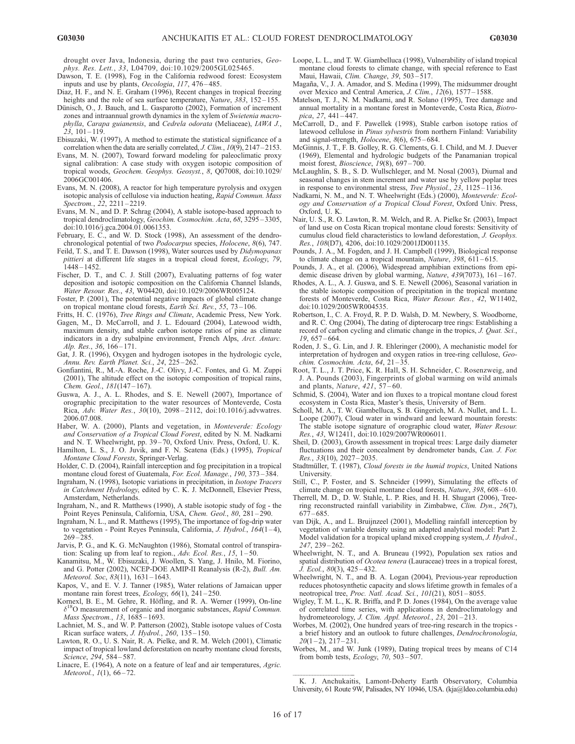drought over Java, Indonesia, during the past two centuries, *Geophys. Res. Lett.*, *33*, L04709, doi:10.1029/2005GL025465.

Dawson, T. E. (1998), Fog in the California redwood forest: Ecosystem inputs and use by plants, *Oecologia*, *117*, 476–485.

Diaz, H. F., and N. E. Graham (1996), Recent changes in tropical freezing heights and the role of sea surface temperature, *Nature*, *383*, 152–155.

Dünisch, O., J. Bauch, and L. Gasparotto (2002), Formation of increment zones and intraannual growth dynamics in the xylem of *Swietenia macrophylla*, *Carapa guianensis*, and *Cedrela odorata* (Meliaceae), *IAWA J.*, *23*, 101–119.

Ebisuzaki, W. (1997), A method to estimate the statistical significance of a correlation when the data are serially correlated, *J. Clim.*, *10*(9), 2147–2153.

Evans, M. N. (2007), Toward forward modeling for paleoclimatic proxy signal calibration: A case study with oxygen isotopic composition of tropical woods, *Geochem. Geophys. Geosyst.*, *8*, Q07008, doi:10.1029/2006GC001406.

Evans, M. N. (2008), A reactor for high temperature pyrolysis and oxygen isotopic analysis of cellulose via induction heating, *Rapid Commun. Mass Spectrom.*, *22*, 2211–2219.

Evans, M. N., and D. P. Schrag (2004), A stable isotope-based approach to tropical dendroclimatology, *Geochim. Cosmochim. Acta*, *68*, 3295–3305, doi:10.1016/j.gca.2004.01.0061353.

February, E. C., and W. D. Stock (1998), An assessment of the dendrochronological potential of two *Podocarpus* species, *Holocene*, *8*(6), 747.

Feild, T. S., and T. E. Dawson (1998), Water sources used by *Didymopanax pittieri* at different life stages in a tropical cloud forest, *Ecology*, *79*, 1448–1452.

Fischer, D. T., and C. J. Still (2007), Evaluating patterns of fog water deposition and isotopic composition on the California Channel Islands, *Water Resour. Res.*, *43*, W04420, doi:10.1029/2006WR005124.

Foster, P. (2001), The potential negative impacts of global climate change on tropical montane cloud forests, *Earth Sci. Rev.*, *55*, 73–106.

Fritts, H. C. (1976), *Tree Rings and Climate*, Academic Press, New York.

Gagen, M., D. McCarroll, and J. L. Edouard (2004), Latewood width, maximum density, and stable carbon isotope ratios of pine as climate indicators in a dry subalpine environment, French Alps, *Arct. Antarc. Alp. Res.*, *36*, 166–171.

Gat, J. R. (1996), Oxygen and hydrogen isotopes in the hydrologic cycle, *Annu. Rev. Earth Planet. Sci.*, *24*, 225–262.

Gonfiantini, R., M.-A. Roche, J.-C. Olivy, J.-C. Fontes, and G. M. Zuppi (2001), The altitude effect on the isotopic composition of tropical rains, *Chem. Geol.*, *181*(147–167).

Guswa, A. J., A. L. Rhodes, and S. E. Newell (2007), Importance of orographic precipitation to the water resources of Monteverde, Costa Rica, *Adv. Water Res.*, *30*(10), 2098–2112, doi:10.1016/j.advwatres.2006.07.008.

Haber, W. A. (2000), Plants and vegetation, in *Monteverde: Ecology and Conservation of a Tropical Cloud Forest*, edited by N. M. Nadkarni and N. T. Wheelwright, pp. 39–70, Oxford Univ. Press, Oxford, U. K.

Hamilton, L. S., J. O. Juvik, and F. N. Scatena (Eds.) (1995), *Tropical Montane Cloud Forests*, Springer-Verlag.

Holder, C. D. (2004), Rainfall interception and fog precipitation in a tropical montane cloud forest of Guatemala, *For. Ecol. Manage.*, *190*, 373–384.

Ingraham, N. (1998), Isotopic variations in precipitation, in *Isotope Tracers in Catchment Hydrology*, edited by C. K. J. McDonnell, Elsevier Press, Amsterdam, Netherlands.

Ingraham, N., and R. Matthews (1990), A stable isotopic study of fog - the Point Reyes Peninsula, California, USA, *Chem. Geol.*, *80*, 281–290.

Ingraham, N. L., and R. Matthews (1995), The importance of fog-drip water to vegetation - Point Reyes Peninsula, California, *J. Hydrol.*, *164*(1–4), 269–285.

Jarvis, P. G., and K. G. McNaughton (1986), Stomatal control of transpiration: Scaling up from leaf to region., *Adv. Ecol. Res.*, *15*, 1–50.

Kanamitsu, M., W. Ebisuzaki, J. Woollen, S. Yang, J. Hnilo, M. Fiorino, and G. Potter (2002), NCEP-DOE AMIP-II Reanalysis (R-2), *Bull. Am. Meteorol. Soc*, *83*(11), 1631–1643.

Kapos, V., and E. V. J. Tanner (1985), Water relations of Jamaican upper montane rain forest trees, *Ecology*, *66*(1), 241–250.

Kornexl, B. E., M. Gehre, R. Höfling, and R. A. Werner (1999), On-line $\delta^{18}$O measurement of organic and inorganic substances, *Rapid Commun. Mass Spectrom.*, *13*, 1685–1693.

Lachniet, M. S., and W. P. Patterson (2002), Stable isotope values of Costa Rican surface waters, *J. Hydrol.*, *260*, 135–150.

Lawton, R. O., U. S. Nair, R. A. Pielke, and R. M. Welch (2001), Climatic impact of tropical lowland deforestation on nearby montane cloud forests, *Science*, *294*, 584–587.

Linacre, E. (1964), A note on a feature of leaf and air temperatures, *Agric. Meteorol.*, *1*(1), 66–72.

Loope, L. L., and T. W. Giambelluca (1998), Vulnerability of island tropical montane cloud forests to climate change, with special reference to East Maui, Hawaii, *Clim. Change*, *39*, 503–517.

Magaña, V., J. A. Amador, and S. Medina (1999), The midsummer drought over Mexico and Central America, *J. Clim.*, *12*(6), 1577–1588.

Matelson, T. J., N. M. Nadkarni, and R. Solano (1995), Tree damage and annual mortality in a montane forest in Monteverde, Costa Rica, *Biotropica*, *27*, 441–447.

McCarroll, D., and F. Pawellek (1998), Stable carbon isotope ratios of latewood cellulose in *Pinus sylvestris* from northern Finland: Variability and signal-strength, *Holocene*, *8*(6), 675–684.

McGinnis, J. T., F. B. Golley, R. G. Clements, G. I. Child, and M. J. Duever (1969), Elemental and hydrologic budgets of the Panamanian tropical moist forest, *Bioscience*, *19*(8), 697–700.

McLaughlin, S. B., S. D. Wullschleger, and M. Nosal (2003), Diurnal and seasonal changes in stem increment and water use by yellow poplar trees in response to environmental stress, *Tree Physiol.*, *23*, 1125–1136.

Nadkarni, N. M., and N. T. Wheelwright (Eds.) (2000), *Monteverde: Ecology and Conservation of a Tropical Cloud Forest*, Oxford Univ. Press, Oxford, U. K.

Nair, U. S., R. O. Lawton, R. M. Welch, and R. A. Pielke Sr. (2003), Impact of land use on Costa Rican tropical montane cloud forests: Sensitivity of cumulus cloud field characteristics to lowland deforestation, *J. Geophys. Res.*, *108*(D7), 4206, doi:10.1029/2001JD001135.

Pounds, J. A., M. Fogden, and J. H. Campbell (1999), Biological response to climate change on a tropical mountain, *Nature*, *398*, 611–615.

Pounds, J. A., et al. (2006), Widespread amphibian extinctions from epidemic disease driven by global warming, *Nature*, *439*(7073), 161–167.

Rhodes, A. L., A. J. Guswa, and S. E. Newell (2006), Seasonal variation in the stable isotopic composition of precipitation in the tropical montane forests of Monteverde, Costa Rica, *Water Resour. Res.*, *42*, W11402, doi:10.1029/2005WR004535.

Robertson, I., C. A. Froyd, R. P. D. Walsh, D. M. Newbery, S. Woodborne, and R. C. Ong (2004), The dating of dipterocarp tree rings: Establishing a record of carbon cycling and climatic change in the tropics, *J. Quat. Sci.*, *19*, 657–664.

Roden, J. S., G. Lin, and J. R. Ehleringer (2000), A mechanistic model for interpretation of hydrogen and oxygen ratios in tree-ring cellulose, *Geochim. Cosmochim. Acta*, *64*, 21–35.

Root, T. L., J. T. Price, K. R. Hall, S. H. Schneider, C. Rosenzweig, and J. A. Pounds (2003), Fingerprints of global warming on wild animals and plants, *Nature*, *421*, 57–60.

Schmid, S. (2004), Water and ion fluxes to a tropical montane cloud forest ecosystem in Costa Rica, Master's thesis, University of Bern.

Scholl, M. A., T. W. Giambelluca, S. B. Gingerich, M. A. Nullet, and L. L. Loope (2007), Cloud water in windward and leeward mountain forests: The stable isotope signature of orographic cloud water, *Water Resour. Res.*, *43*, W12411, doi:10.1029/2007WR006011.

Sheil, D. (2003), Growth assessment in tropical trees: Large daily diameter fluctuations and their concealment by dendrometer bands, *Can. J. For. Res.*, *33*(10), 2027–2035.

Stadtmüller, T. (1987), *Cloud forests in the humid tropics*, United Nations University.

Still, C., P. Foster, and S. Schneider (1999), Simulating the effects of climate change on tropical montane cloud forests, *Nature*, *398*, 608–610.

Therrell, M. D., D. W. Stahle, L. P. Ries, and H. H. Shugart (2006), Tree-ring reconstructed rainfall variability in Zimbabwe, *Clim. Dyn.*, *26*(7), 677–685.

van Dijk, A., and L. Bruijnzeel (2001), Modelling rainfall interception by vegetation of variable density using an adapted analytical model: Part 2. Model validation for a tropical upland mixed cropping system, *J. Hydrol.*, *247*, 239–262.

Wheelwright, N. T., and A. Bruneau (1992), Population sex ratios and spatial distribution of *Ocotea tenera* (Lauraceae) trees in a tropical forest, *J. Ecol.*, *80*(3), 425–432.

Wheelwright, N. T., and B. A. Logan (2004), Previous-year reproduction reduces photosynthetic capacity and slows lifetime growth in females of a neotropical tree, *Proc. Natl. Acad. Sci.*, *101*(21), 8051–8055.

Wigley, T. M. L., K. R. Briffa, and P. D. Jones (1984), On the average value of correlated time series, with applications in dendroclimatology and hydrometeorology, *J. Clim. Appl. Meteorol.*, *23*, 201–213.

Worbes, M. (2002), One hundred years of tree-ring research in the tropics - a brief history and an outlook to future challenges, *Dendrochronologia*, *20*(1–2), 217–231.

Worbes, M., and W. Junk (1989), Dating tropical trees by means of C14 from bomb tests, *Ecology*, *70*, 503–507.

---

K. J. Anchukaitis, Lamont-Doherty Earth Observatory, Columbia University, 61 Route 9W, Palisades, NY 10946, USA. (kja@ldeo.columbia.edu)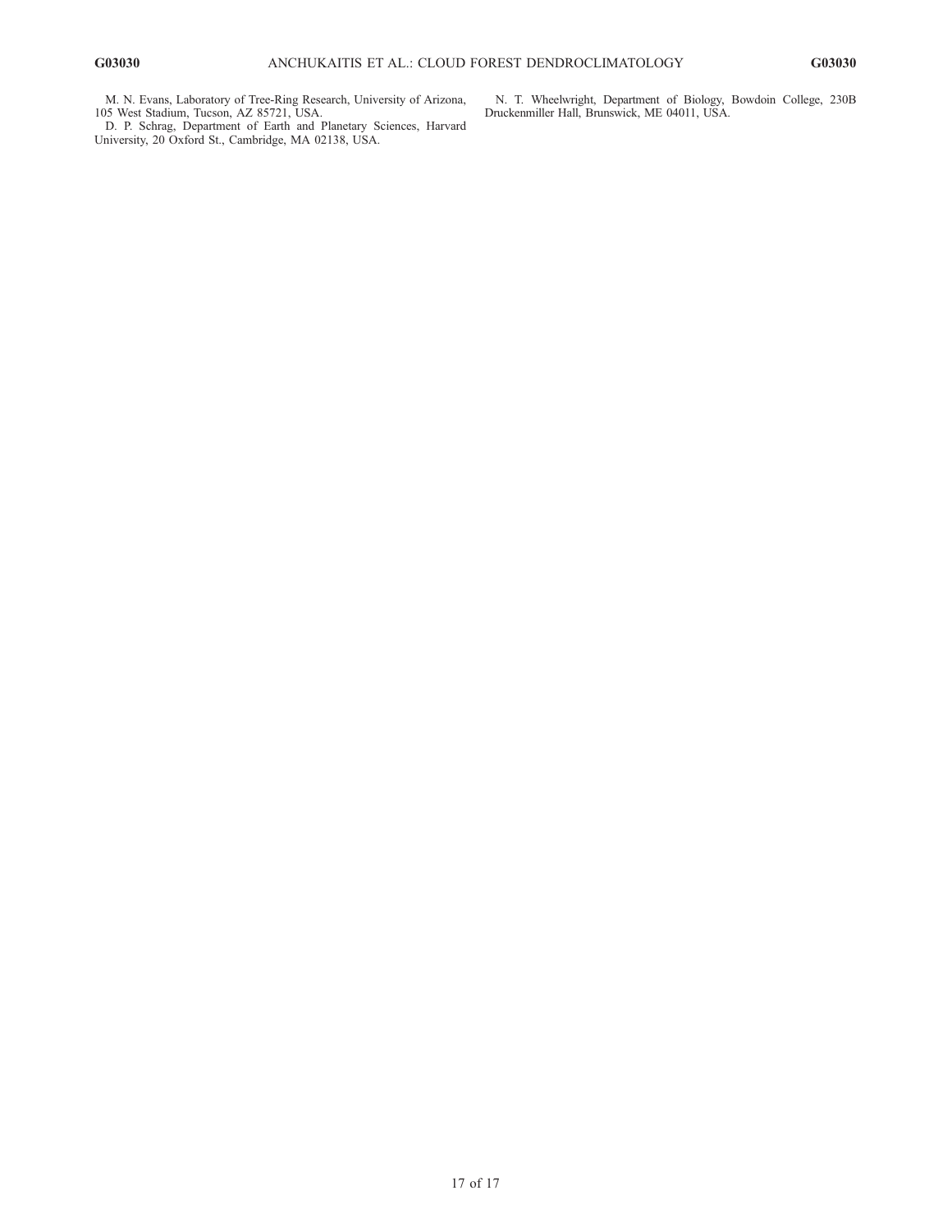M. N. Evans, Laboratory of Tree-Ring Research, University of Arizona, 105 West Stadium, Tucson, AZ 85721, USA.

D. P. Schrag, Department of Earth and Planetary Sciences, Harvard University, 20 Oxford St., Cambridge, MA 02138, USA.

N. T. Wheelwright, Department of Biology, Bowdoin College, 230B Druckenmiller Hall, Brunswick, ME 04011, USA.